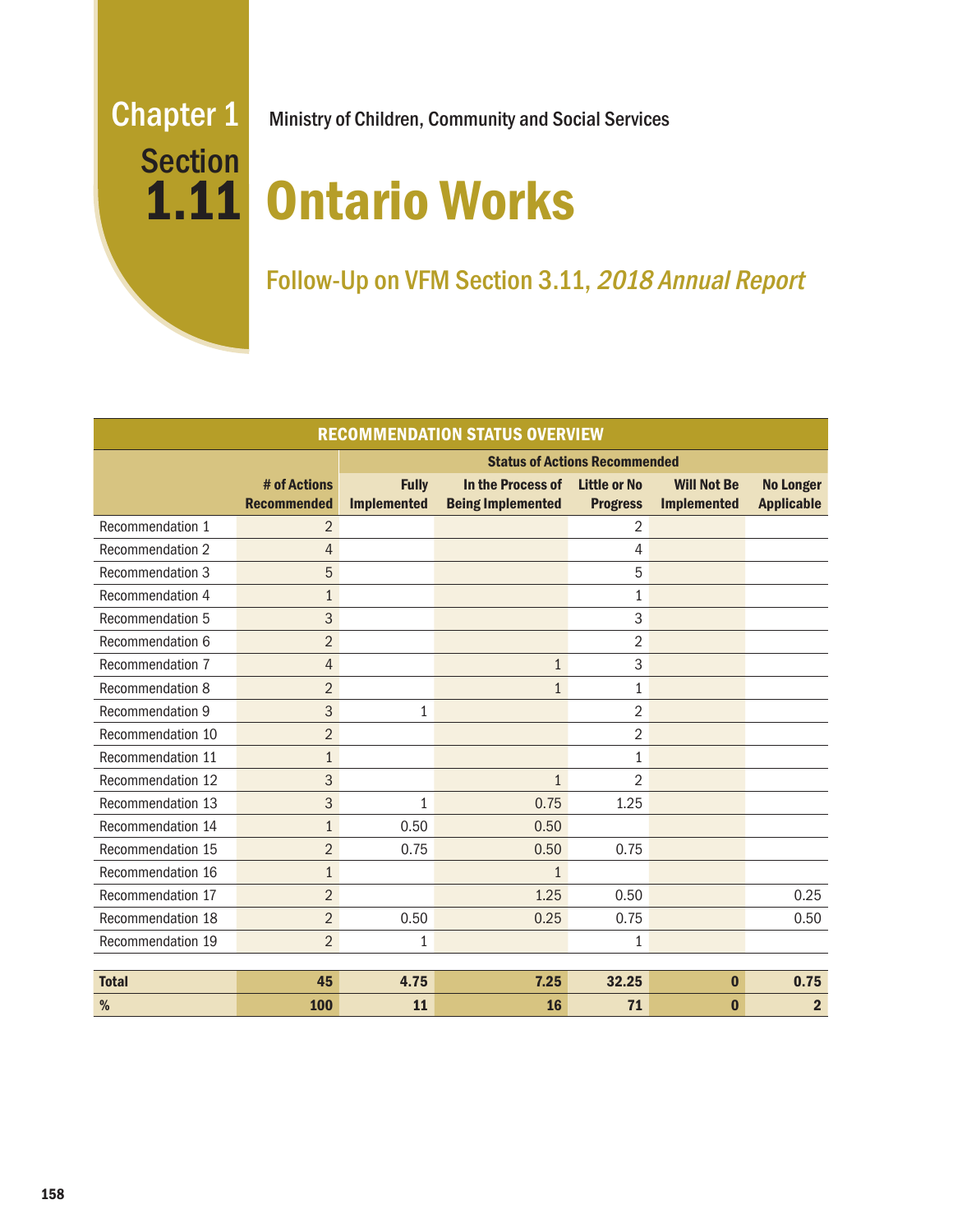# Chapter 1 Section 1.11

Ministry of Children, Community and Social Services

# Ontario Works

## Follow-Up on VFM Section 3.11, *2018 Annual Report*

| RECOMMENDATION STATUS OVERVIEW | | | | | | |
|---|---|---|---|---|---|---|
| | | Status of Actions Recommended | | | | |
| | # of Actions Recommended | Fully Implemented | In the Process of Being Implemented | Little or No Progress | Will Not Be Implemented | No Longer Applicable |
| Recommendation 1 | 2 | | | 2 | | |
| Recommendation 2 | 4 | | | 4 | | |
| Recommendation 3 | 5 | | | 5 | | |
| Recommendation 4 | 1 | | | 1 | | |
| Recommendation 5 | 3 | | | 3 | | |
| Recommendation 6 | 2 | | | 2 | | |
| Recommendation 7 | 4 | | 1 | 3 | | |
| Recommendation 8 | 2 | | 1 | 1 | | |
| Recommendation 9 | 3 | 1 | | 2 | | |
| Recommendation 10 | 2 | | | 2 | | |
| Recommendation 11 | 1 | | | 1 | | |
| Recommendation 12 | 3 | | 1 | 2 | | |
| Recommendation 13 | 3 | 1 | 0.75 | 1.25 | | |
| Recommendation 14 | 1 | 0.50 | 0.50 | | | |
| Recommendation 15 | 2 | 0.75 | 0.50 | 0.75 | | |
| Recommendation 16 | 1 | | 1 | | | |
| Recommendation 17 | 2 | | 1.25 | 0.50 | | 0.25 |
| Recommendation 18 | 2 | 0.50 | 0.25 | 0.75 | | 0.50 |
| Recommendation 19 | 2 | 1 | | 1 | | |
| **Total** | **45** | **4.75** | **7.25** | **32.25** | **0** | **0.75** |
| **%** | **100** | **11** | **16** | **71** | **0** | **2** |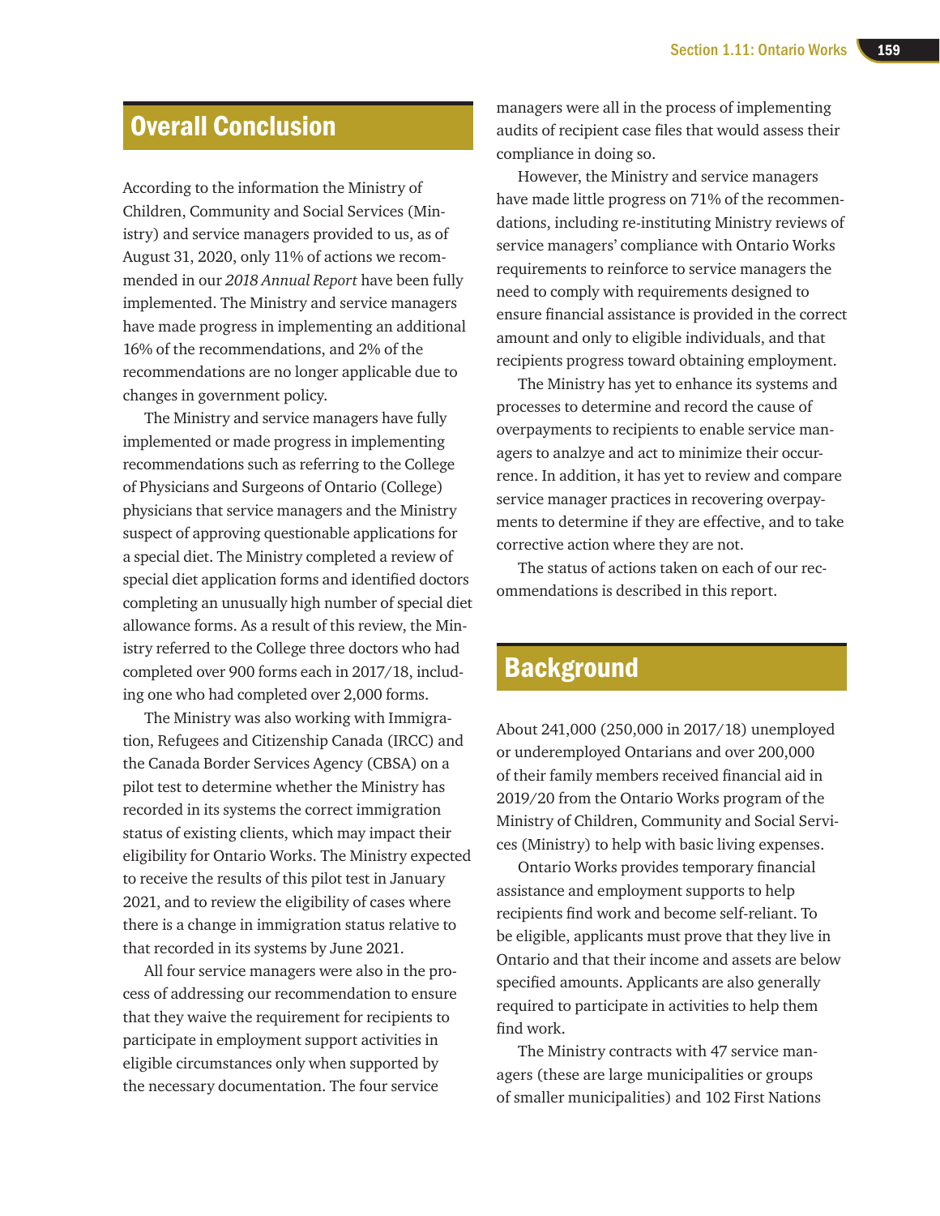## Overall Conclusion

According to the information the Ministry of Children, Community and Social Services (Ministry) and service managers provided to us, as of August 31, 2020, only 11% of actions we recommended in our *2018 Annual Report* have been fully implemented. The Ministry and service managers have made progress in implementing an additional 16% of the recommendations, and 2% of the recommendations are no longer applicable due to changes in government policy.

The Ministry and service managers have fully implemented or made progress in implementing recommendations such as referring to the College of Physicians and Surgeons of Ontario (College) physicians that service managers and the Ministry suspect of approving questionable applications for a special diet. The Ministry completed a review of special diet application forms and identified doctors completing an unusually high number of special diet allowance forms. As a result of this review, the Ministry referred to the College three doctors who had completed over 900 forms each in 2017/18, including one who had completed over 2,000 forms.

The Ministry was also working with Immigration, Refugees and Citizenship Canada (IRCC) and the Canada Border Services Agency (CBSA) on a pilot test to determine whether the Ministry has recorded in its systems the correct immigration status of existing clients, which may impact their eligibility for Ontario Works. The Ministry expected to receive the results of this pilot test in January 2021, and to review the eligibility of cases where there is a change in immigration status relative to that recorded in its systems by June 2021.

All four service managers were also in the process of addressing our recommendation to ensure that they waive the requirement for recipients to participate in employment support activities in eligible circumstances only when supported by the necessary documentation. The four service managers were all in the process of implementing audits of recipient case files that would assess their compliance in doing so.

However, the Ministry and service managers have made little progress on 71% of the recommendations, including re-instituting Ministry reviews of service managers' compliance with Ontario Works requirements to reinforce to service managers the need to comply with requirements designed to ensure financial assistance is provided in the correct amount and only to eligible individuals, and that recipients progress toward obtaining employment.

The Ministry has yet to enhance its systems and processes to determine and record the cause of overpayments to recipients to enable service managers to analzye and act to minimize their occurrence. In addition, it has yet to review and compare service manager practices in recovering overpayments to determine if they are effective, and to take corrective action where they are not.

The status of actions taken on each of our recommendations is described in this report.

## Background

About 241,000 (250,000 in 2017/18) unemployed or underemployed Ontarians and over 200,000 of their family members received financial aid in 2019/20 from the Ontario Works program of the Ministry of Children, Community and Social Services (Ministry) to help with basic living expenses.

Ontario Works provides temporary financial assistance and employment supports to help recipients find work and become self-reliant. To be eligible, applicants must prove that they live in Ontario and that their income and assets are below specified amounts. Applicants are also generally required to participate in activities to help them find work.

The Ministry contracts with 47 service managers (these are large municipalities or groups of smaller municipalities) and 102 First Nations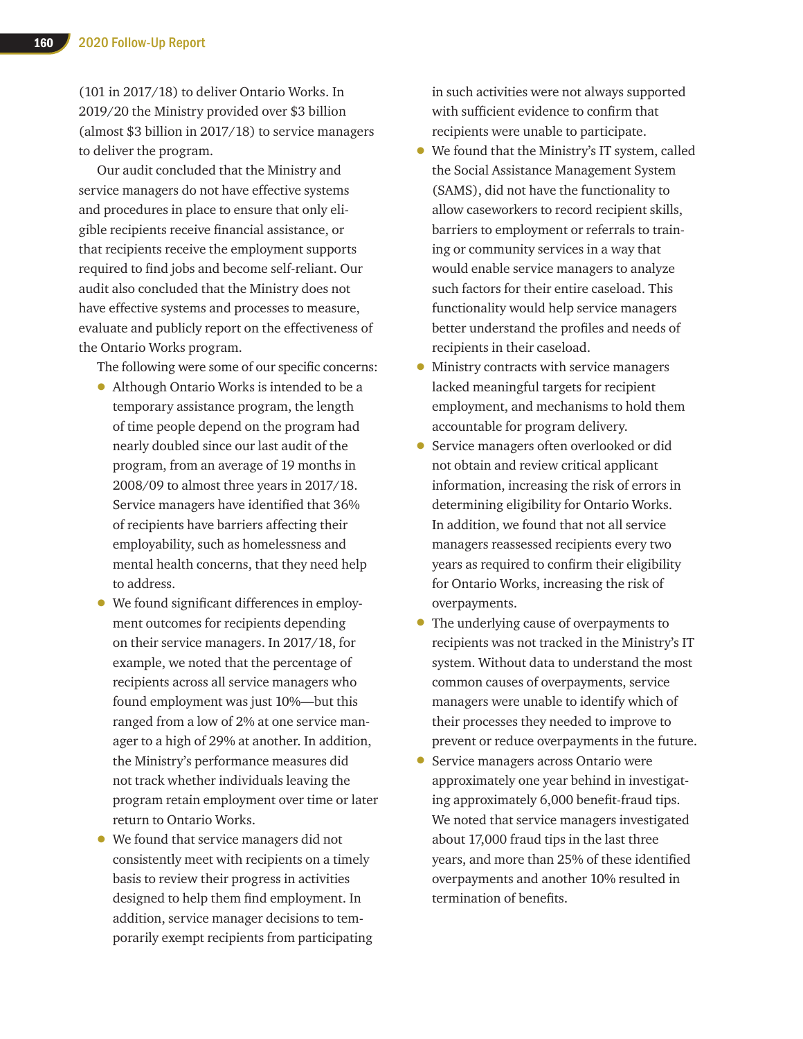(101 in 2017/18) to deliver Ontario Works. In 2019/20 the Ministry provided over $3 billion (almost $3 billion in 2017/18) to service managers to deliver the program.

Our audit concluded that the Ministry and service managers do not have effective systems and procedures in place to ensure that only eligible recipients receive financial assistance, or that recipients receive the employment supports required to find jobs and become self-reliant. Our audit also concluded that the Ministry does not have effective systems and processes to measure, evaluate and publicly report on the effectiveness of the Ontario Works program.

The following were some of our specific concerns:

- Although Ontario Works is intended to be a temporary assistance program, the length of time people depend on the program had nearly doubled since our last audit of the program, from an average of 19 months in 2008/09 to almost three years in 2017/18. Service managers have identified that 36% of recipients have barriers affecting their employability, such as homelessness and mental health concerns, that they need help to address.
- We found significant differences in employment outcomes for recipients depending on their service managers. In 2017/18, for example, we noted that the percentage of recipients across all service managers who found employment was just 10%—but this ranged from a low of 2% at one service manager to a high of 29% at another. In addition, the Ministry's performance measures did not track whether individuals leaving the program retain employment over time or later return to Ontario Works.
- We found that service managers did not consistently meet with recipients on a timely basis to review their progress in activities designed to help them find employment. In addition, service manager decisions to temporarily exempt recipients from participating in such activities were not always supported with sufficient evidence to confirm that recipients were unable to participate.
- We found that the Ministry's IT system, called the Social Assistance Management System (SAMS), did not have the functionality to allow caseworkers to record recipient skills, barriers to employment or referrals to training or community services in a way that would enable service managers to analyze such factors for their entire caseload. This functionality would help service managers better understand the profiles and needs of recipients in their caseload.
- Ministry contracts with service managers lacked meaningful targets for recipient employment, and mechanisms to hold them accountable for program delivery.
- Service managers often overlooked or did not obtain and review critical applicant information, increasing the risk of errors in determining eligibility for Ontario Works. In addition, we found that not all service managers reassessed recipients every two years as required to confirm their eligibility for Ontario Works, increasing the risk of overpayments.
- The underlying cause of overpayments to recipients was not tracked in the Ministry's IT system. Without data to understand the most common causes of overpayments, service managers were unable to identify which of their processes they needed to improve to prevent or reduce overpayments in the future.
- Service managers across Ontario were approximately one year behind in investigating approximately 6,000 benefit-fraud tips. We noted that service managers investigated about 17,000 fraud tips in the last three years, and more than 25% of these identified overpayments and another 10% resulted in termination of benefits.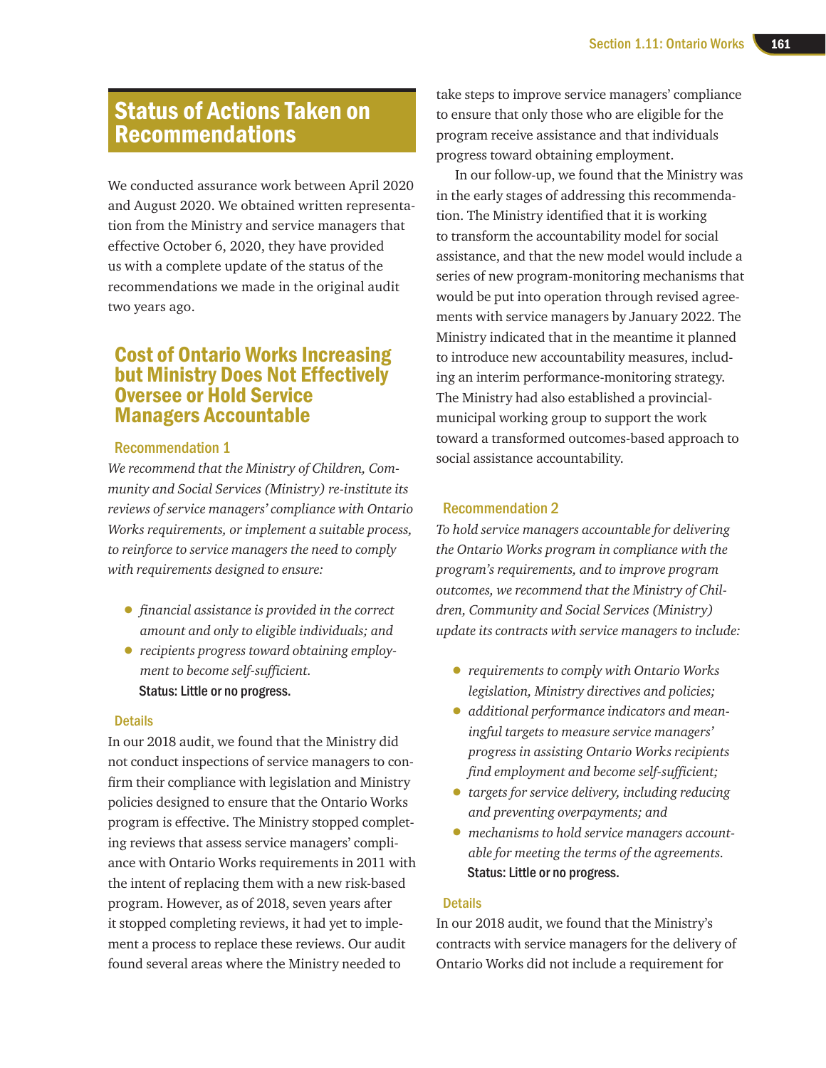## Status of Actions Taken on Recommendations

We conducted assurance work between April 2020 and August 2020. We obtained written representation from the Ministry and service managers that effective October 6, 2020, they have provided us with a complete update of the status of the recommendations we made in the original audit two years ago.

### Cost of Ontario Works Increasing but Ministry Does Not Effectively Oversee or Hold Service Managers Accountable

#### Recommendation 1

*We recommend that the Ministry of Children, Community and Social Services (Ministry) re-institute its reviews of service managers' compliance with Ontario Works requirements, or implement a suitable process, to reinforce to service managers the need to comply with requirements designed to ensure:*

- *financial assistance is provided in the correct amount and only to eligible individuals; and*
- *recipients progress toward obtaining employment to become self-sufficient.*

**Status: Little or no progress.**

#### Details

In our 2018 audit, we found that the Ministry did not conduct inspections of service managers to confirm their compliance with legislation and Ministry policies designed to ensure that the Ontario Works program is effective. The Ministry stopped completing reviews that assess service managers' compliance with Ontario Works requirements in 2011 with the intent of replacing them with a new risk-based program. However, as of 2018, seven years after it stopped completing reviews, it had yet to implement a process to replace these reviews. Our audit found several areas where the Ministry needed to take steps to improve service managers' compliance to ensure that only those who are eligible for the program receive assistance and that individuals progress toward obtaining employment.

In our follow-up, we found that the Ministry was in the early stages of addressing this recommendation. The Ministry identified that it is working to transform the accountability model for social assistance, and that the new model would include a series of new program-monitoring mechanisms that would be put into operation through revised agreements with service managers by January 2022. The Ministry indicated that in the meantime it planned to introduce new accountability measures, including an interim performance-monitoring strategy. The Ministry had also established a provincial-municipal working group to support the work toward a transformed outcomes-based approach to social assistance accountability.

#### Recommendation 2

*To hold service managers accountable for delivering the Ontario Works program in compliance with the program's requirements, and to improve program outcomes, we recommend that the Ministry of Children, Community and Social Services (Ministry) update its contracts with service managers to include:*

- *requirements to comply with Ontario Works legislation, Ministry directives and policies;*
- *additional performance indicators and meaningful targets to measure service managers' progress in assisting Ontario Works recipients find employment and become self-sufficient;*
- *targets for service delivery, including reducing and preventing overpayments; and*
- *mechanisms to hold service managers accountable for meeting the terms of the agreements.*

**Status: Little or no progress.**

#### Details

In our 2018 audit, we found that the Ministry's contracts with service managers for the delivery of Ontario Works did not include a requirement for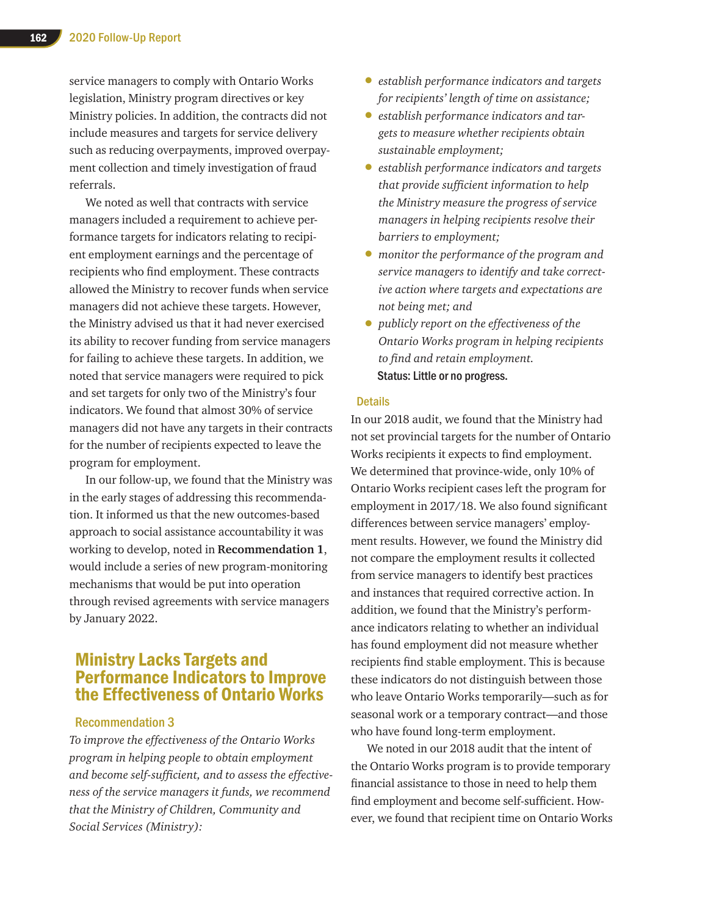service managers to comply with Ontario Works legislation, Ministry program directives or key Ministry policies. In addition, the contracts did not include measures and targets for service delivery such as reducing overpayments, improved overpayment collection and timely investigation of fraud referrals.

We noted as well that contracts with service managers included a requirement to achieve performance targets for indicators relating to recipient employment earnings and the percentage of recipients who find employment. These contracts allowed the Ministry to recover funds when service managers did not achieve these targets. However, the Ministry advised us that it had never exercised its ability to recover funding from service managers for failing to achieve these targets. In addition, we noted that service managers were required to pick and set targets for only two of the Ministry's four indicators. We found that almost 30% of service managers did not have any targets in their contracts for the number of recipients expected to leave the program for employment.

In our follow-up, we found that the Ministry was in the early stages of addressing this recommendation. It informed us that the new outcomes-based approach to social assistance accountability it was working to develop, noted in **Recommendation 1**, would include a series of new program-monitoring mechanisms that would be put into operation through revised agreements with service managers by January 2022.

## Ministry Lacks Targets and Performance Indicators to Improve the Effectiveness of Ontario Works

### Recommendation 3

*To improve the effectiveness of the Ontario Works program in helping people to obtain employment and become self-sufficient, and to assess the effectiveness of the service managers it funds, we recommend that the Ministry of Children, Community and Social Services (Ministry):*

- *establish performance indicators and targets for recipients' length of time on assistance;*
- *establish performance indicators and targets to measure whether recipients obtain sustainable employment;*
- *establish performance indicators and targets that provide sufficient information to help the Ministry measure the progress of service managers in helping recipients resolve their barriers to employment;*
- *monitor the performance of the program and service managers to identify and take corrective action where targets and expectations are not being met; and*
- *publicly report on the effectiveness of the Ontario Works program in helping recipients to find and retain employment.*

**Status: Little or no progress.**

### Details

In our 2018 audit, we found that the Ministry had not set provincial targets for the number of Ontario Works recipients it expects to find employment. We determined that province-wide, only 10% of Ontario Works recipient cases left the program for employment in 2017/18. We also found significant differences between service managers' employment results. However, we found the Ministry did not compare the employment results it collected from service managers to identify best practices and instances that required corrective action. In addition, we found that the Ministry's performance indicators relating to whether an individual has found employment did not measure whether recipients find stable employment. This is because these indicators do not distinguish between those who leave Ontario Works temporarily—such as for seasonal work or a temporary contract—and those who have found long-term employment.

We noted in our 2018 audit that the intent of the Ontario Works program is to provide temporary financial assistance to those in need to help them find employment and become self-sufficient. However, we found that recipient time on Ontario Works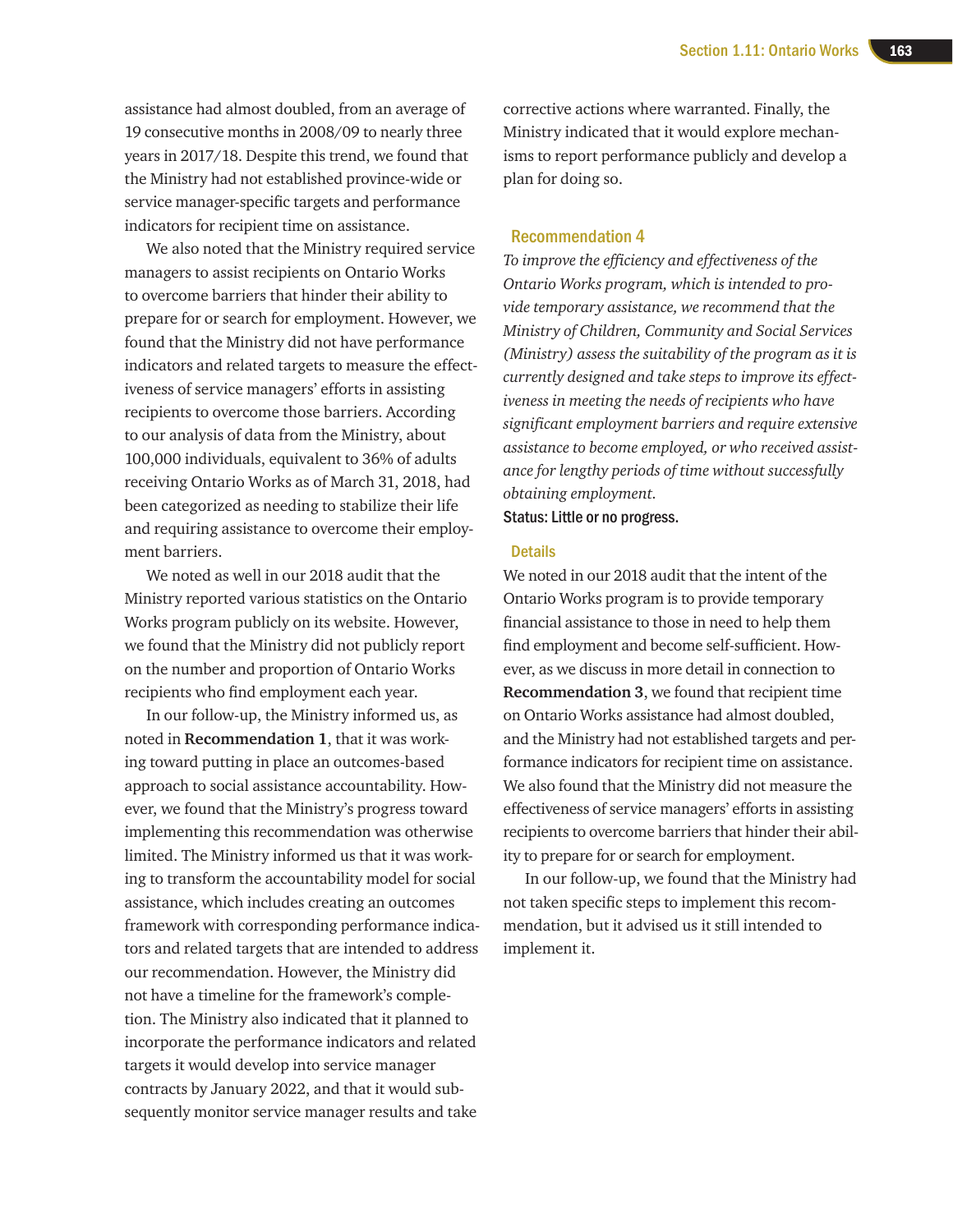assistance had almost doubled, from an average of 19 consecutive months in 2008/09 to nearly three years in 2017/18. Despite this trend, we found that the Ministry had not established province-wide or service manager-specific targets and performance indicators for recipient time on assistance.

We also noted that the Ministry required service managers to assist recipients on Ontario Works to overcome barriers that hinder their ability to prepare for or search for employment. However, we found that the Ministry did not have performance indicators and related targets to measure the effectiveness of service managers' efforts in assisting recipients to overcome those barriers. According to our analysis of data from the Ministry, about 100,000 individuals, equivalent to 36% of adults receiving Ontario Works as of March 31, 2018, had been categorized as needing to stabilize their life and requiring assistance to overcome their employment barriers.

We noted as well in our 2018 audit that the Ministry reported various statistics on the Ontario Works program publicly on its website. However, we found that the Ministry did not publicly report on the number and proportion of Ontario Works recipients who find employment each year.

In our follow-up, the Ministry informed us, as noted in **Recommendation 1**, that it was working toward putting in place an outcomes-based approach to social assistance accountability. However, we found that the Ministry's progress toward implementing this recommendation was otherwise limited. The Ministry informed us that it was working to transform the accountability model for social assistance, which includes creating an outcomes framework with corresponding performance indicators and related targets that are intended to address our recommendation. However, the Ministry did not have a timeline for the framework's completion. The Ministry also indicated that it planned to incorporate the performance indicators and related targets it would develop into service manager contracts by January 2022, and that it would subsequently monitor service manager results and take corrective actions where warranted. Finally, the Ministry indicated that it would explore mechanisms to report performance publicly and develop a plan for doing so.

## Recommendation 4

*To improve the efficiency and effectiveness of the Ontario Works program, which is intended to provide temporary assistance, we recommend that the Ministry of Children, Community and Social Services (Ministry) assess the suitability of the program as it is currently designed and take steps to improve its effectiveness in meeting the needs of recipients who have significant employment barriers and require extensive assistance to become employed, or who received assistance for lengthy periods of time without successfully obtaining employment.*

**Status: Little or no progress.**

### Details

We noted in our 2018 audit that the intent of the Ontario Works program is to provide temporary financial assistance to those in need to help them find employment and become self-sufficient. However, as we discuss in more detail in connection to **Recommendation 3**, we found that recipient time on Ontario Works assistance had almost doubled, and the Ministry had not established targets and performance indicators for recipient time on assistance. We also found that the Ministry did not measure the effectiveness of service managers' efforts in assisting recipients to overcome barriers that hinder their ability to prepare for or search for employment.

In our follow-up, we found that the Ministry had not taken specific steps to implement this recommendation, but it advised us it still intended to implement it.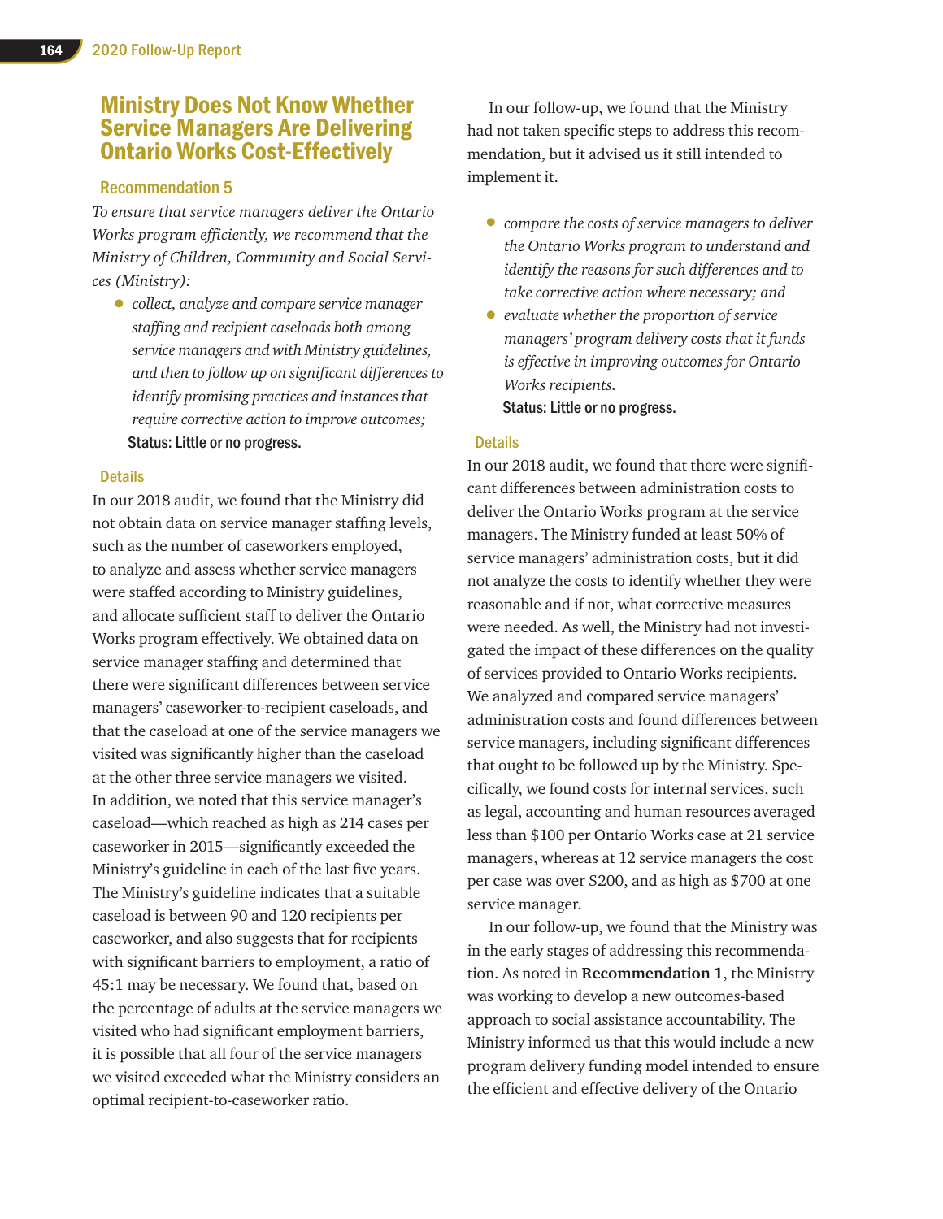## Ministry Does Not Know Whether Service Managers Are Delivering Ontario Works Cost-Effectively

### Recommendation 5

*To ensure that service managers deliver the Ontario Works program efficiently, we recommend that the Ministry of Children, Community and Social Services (Ministry):*

- *collect, analyze and compare service manager staffing and recipient caseloads both among service managers and with Ministry guidelines, and then to follow up on significant differences to identify promising practices and instances that require corrective action to improve outcomes;*

**Status: Little or no progress.**

### Details

In our 2018 audit, we found that the Ministry did not obtain data on service manager staffing levels, such as the number of caseworkers employed, to analyze and assess whether service managers were staffed according to Ministry guidelines, and allocate sufficient staff to deliver the Ontario Works program effectively. We obtained data on service manager staffing and determined that there were significant differences between service managers' caseworker-to-recipient caseloads, and that the caseload at one of the service managers we visited was significantly higher than the caseload at the other three service managers we visited. In addition, we noted that this service manager's caseload—which reached as high as 214 cases per caseworker in 2015—significantly exceeded the Ministry's guideline in each of the last five years. The Ministry's guideline indicates that a suitable caseload is between 90 and 120 recipients per caseworker, and also suggests that for recipients with significant barriers to employment, a ratio of 45:1 may be necessary. We found that, based on the percentage of adults at the service managers we visited who had significant employment barriers, it is possible that all four of the service managers we visited exceeded what the Ministry considers an optimal recipient-to-caseworker ratio.

In our follow-up, we found that the Ministry had not taken specific steps to address this recommendation, but it advised us it still intended to implement it.

- *compare the costs of service managers to deliver the Ontario Works program to understand and identify the reasons for such differences and to take corrective action where necessary; and*
- *evaluate whether the proportion of service managers' program delivery costs that it funds is effective in improving outcomes for Ontario Works recipients.*

**Status: Little or no progress.**

### Details

In our 2018 audit, we found that there were significant differences between administration costs to deliver the Ontario Works program at the service managers. The Ministry funded at least 50% of service managers' administration costs, but it did not analyze the costs to identify whether they were reasonable and if not, what corrective measures were needed. As well, the Ministry had not investigated the impact of these differences on the quality of services provided to Ontario Works recipients. We analyzed and compared service managers' administration costs and found differences between service managers, including significant differences that ought to be followed up by the Ministry. Specifically, we found costs for internal services, such as legal, accounting and human resources averaged less than $100 per Ontario Works case at 21 service managers, whereas at 12 service managers the cost per case was over $200, and as high as $700 at one service manager.

In our follow-up, we found that the Ministry was in the early stages of addressing this recommendation. As noted in **Recommendation 1**, the Ministry was working to develop a new outcomes-based approach to social assistance accountability. The Ministry informed us that this would include a new program delivery funding model intended to ensure the efficient and effective delivery of the Ontario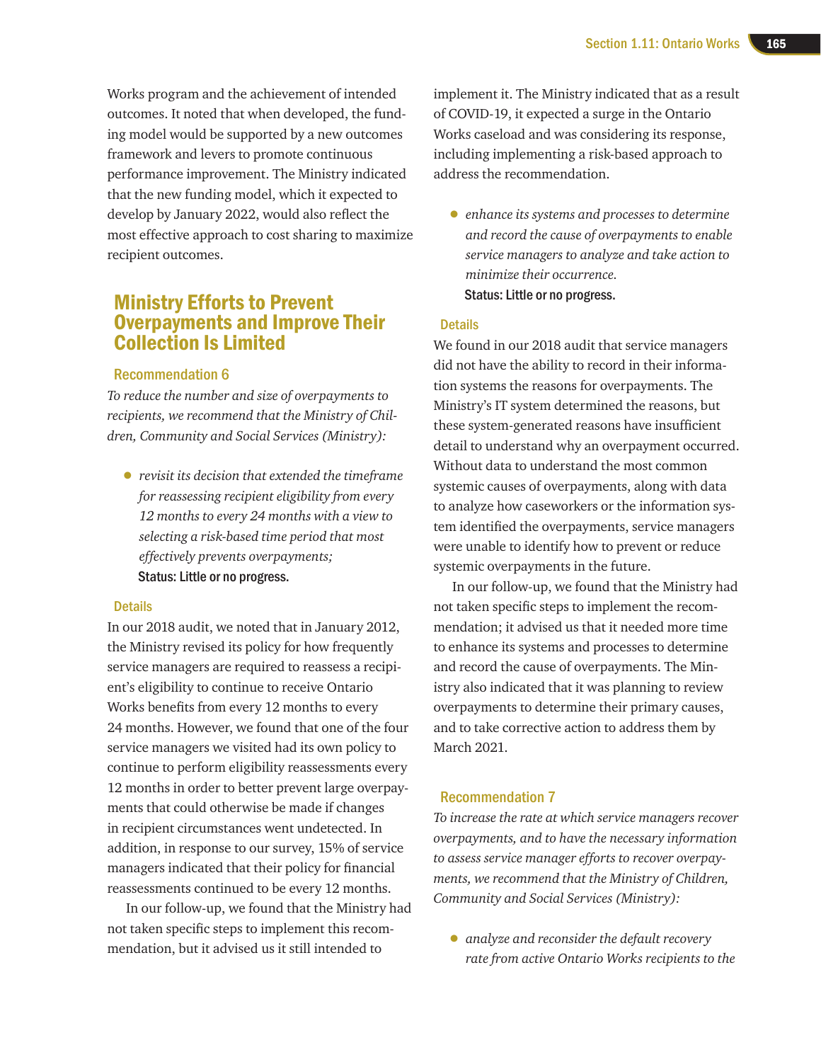Works program and the achievement of intended outcomes. It noted that when developed, the funding model would be supported by a new outcomes framework and levers to promote continuous performance improvement. The Ministry indicated that the new funding model, which it expected to develop by January 2022, would also reflect the most effective approach to cost sharing to maximize recipient outcomes.

## Ministry Efforts to Prevent Overpayments and Improve Their Collection Is Limited

### Recommendation 6

*To reduce the number and size of overpayments to recipients, we recommend that the Ministry of Children, Community and Social Services (Ministry):*

- *revisit its decision that extended the timeframe for reassessing recipient eligibility from every 12 months to every 24 months with a view to selecting a risk-based time period that most effectively prevents overpayments;*

  **Status: Little or no progress.**

#### Details

In our 2018 audit, we noted that in January 2012, the Ministry revised its policy for how frequently service managers are required to reassess a recipient's eligibility to continue to receive Ontario Works benefits from every 12 months to every 24 months. However, we found that one of the four service managers we visited had its own policy to continue to perform eligibility reassessments every 12 months in order to better prevent large overpayments that could otherwise be made if changes in recipient circumstances went undetected. In addition, in response to our survey, 15% of service managers indicated that their policy for financial reassessments continued to be every 12 months.

In our follow-up, we found that the Ministry had not taken specific steps to implement this recommendation, but it advised us it still intended to implement it. The Ministry indicated that as a result of COVID-19, it expected a surge in the Ontario Works caseload and was considering its response, including implementing a risk-based approach to address the recommendation.

- *enhance its systems and processes to determine and record the cause of overpayments to enable service managers to analyze and take action to minimize their occurrence.*

  **Status: Little or no progress.**

#### Details

We found in our 2018 audit that service managers did not have the ability to record in their information systems the reasons for overpayments. The Ministry's IT system determined the reasons, but these system-generated reasons have insufficient detail to understand why an overpayment occurred. Without data to understand the most common systemic causes of overpayments, along with data to analyze how caseworkers or the information system identified the overpayments, service managers were unable to identify how to prevent or reduce systemic overpayments in the future.

In our follow-up, we found that the Ministry had not taken specific steps to implement the recommendation; it advised us that it needed more time to enhance its systems and processes to determine and record the cause of overpayments. The Ministry also indicated that it was planning to review overpayments to determine their primary causes, and to take corrective action to address them by March 2021.

### Recommendation 7

*To increase the rate at which service managers recover overpayments, and to have the necessary information to assess service manager efforts to recover overpayments, we recommend that the Ministry of Children, Community and Social Services (Ministry):*

- *analyze and reconsider the default recovery rate from active Ontario Works recipients to the*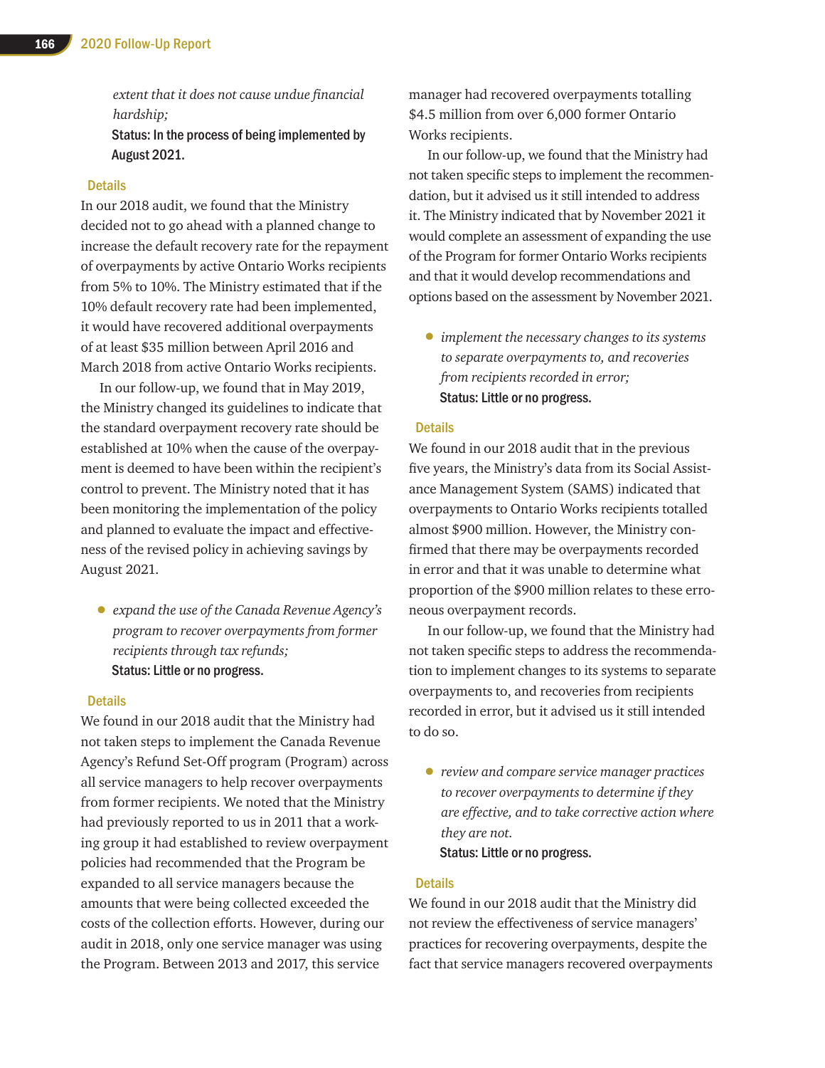*extent that it does not cause undue financial hardship;*

**Status: In the process of being implemented by August 2021.**

### Details

In our 2018 audit, we found that the Ministry decided not to go ahead with a planned change to increase the default recovery rate for the repayment of overpayments by active Ontario Works recipients from 5% to 10%. The Ministry estimated that if the 10% default recovery rate had been implemented, it would have recovered additional overpayments of at least $35 million between April 2016 and March 2018 from active Ontario Works recipients.

In our follow-up, we found that in May 2019, the Ministry changed its guidelines to indicate that the standard overpayment recovery rate should be established at 10% when the cause of the overpayment is deemed to have been within the recipient's control to prevent. The Ministry noted that it has been monitoring the implementation of the policy and planned to evaluate the impact and effectiveness of the revised policy in achieving savings by August 2021.

- *expand the use of the Canada Revenue Agency's program to recover overpayments from former recipients through tax refunds;*

  **Status: Little or no progress.**

### Details

We found in our 2018 audit that the Ministry had not taken steps to implement the Canada Revenue Agency's Refund Set-Off program (Program) across all service managers to help recover overpayments from former recipients. We noted that the Ministry had previously reported to us in 2011 that a working group it had established to review overpayment policies had recommended that the Program be expanded to all service managers because the amounts that were being collected exceeded the costs of the collection efforts. However, during our audit in 2018, only one service manager was using the Program. Between 2013 and 2017, this service manager had recovered overpayments totalling $4.5 million from over 6,000 former Ontario Works recipients.

In our follow-up, we found that the Ministry had not taken specific steps to implement the recommendation, but it advised us it still intended to address it. The Ministry indicated that by November 2021 it would complete an assessment of expanding the use of the Program for former Ontario Works recipients and that it would develop recommendations and options based on the assessment by November 2021.

- *implement the necessary changes to its systems to separate overpayments to, and recoveries from recipients recorded in error;*

  **Status: Little or no progress.**

### Details

We found in our 2018 audit that in the previous five years, the Ministry's data from its Social Assistance Management System (SAMS) indicated that overpayments to Ontario Works recipients totalled almost $900 million. However, the Ministry confirmed that there may be overpayments recorded in error and that it was unable to determine what proportion of the $900 million relates to these erroneous overpayment records.

In our follow-up, we found that the Ministry had not taken specific steps to address the recommendation to implement changes to its systems to separate overpayments to, and recoveries from recipients recorded in error, but it advised us it still intended to do so.

- *review and compare service manager practices to recover overpayments to determine if they are effective, and to take corrective action where they are not.*

  **Status: Little or no progress.**

### Details

We found in our 2018 audit that the Ministry did not review the effectiveness of service managers' practices for recovering overpayments, despite the fact that service managers recovered overpayments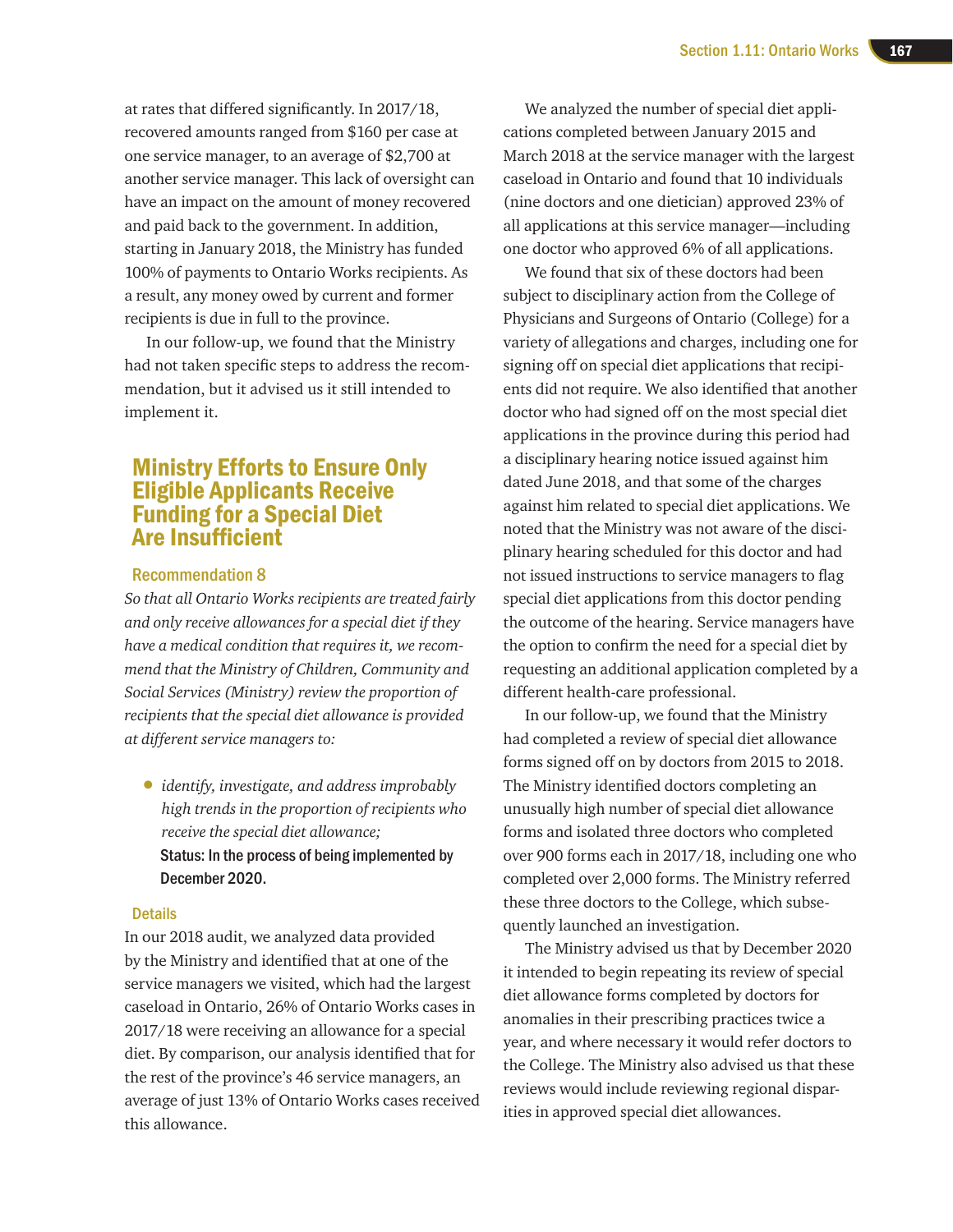at rates that differed significantly. In 2017/18, recovered amounts ranged from $160 per case at one service manager, to an average of $2,700 at another service manager. This lack of oversight can have an impact on the amount of money recovered and paid back to the government. In addition, starting in January 2018, the Ministry has funded 100% of payments to Ontario Works recipients. As a result, any money owed by current and former recipients is due in full to the province.

In our follow-up, we found that the Ministry had not taken specific steps to address the recommendation, but it advised us it still intended to implement it.

## Ministry Efforts to Ensure Only Eligible Applicants Receive Funding for a Special Diet Are Insufficient

### Recommendation 8

*So that all Ontario Works recipients are treated fairly and only receive allowances for a special diet if they have a medical condition that requires it, we recommend that the Ministry of Children, Community and Social Services (Ministry) review the proportion of recipients that the special diet allowance is provided at different service managers to:*

- *identify, investigate, and address improbably high trends in the proportion of recipients who receive the special diet allowance;*
  **Status: In the process of being implemented by December 2020.**

### Details

In our 2018 audit, we analyzed data provided by the Ministry and identified that at one of the service managers we visited, which had the largest caseload in Ontario, 26% of Ontario Works cases in 2017/18 were receiving an allowance for a special diet. By comparison, our analysis identified that for the rest of the province's 46 service managers, an average of just 13% of Ontario Works cases received this allowance.

We analyzed the number of special diet applications completed between January 2015 and March 2018 at the service manager with the largest caseload in Ontario and found that 10 individuals (nine doctors and one dietician) approved 23% of all applications at this service manager—including one doctor who approved 6% of all applications.

We found that six of these doctors had been subject to disciplinary action from the College of Physicians and Surgeons of Ontario (College) for a variety of allegations and charges, including one for signing off on special diet applications that recipients did not require. We also identified that another doctor who had signed off on the most special diet applications in the province during this period had a disciplinary hearing notice issued against him dated June 2018, and that some of the charges against him related to special diet applications. We noted that the Ministry was not aware of the disciplinary hearing scheduled for this doctor and had not issued instructions to service managers to flag special diet applications from this doctor pending the outcome of the hearing. Service managers have the option to confirm the need for a special diet by requesting an additional application completed by a different health-care professional.

In our follow-up, we found that the Ministry had completed a review of special diet allowance forms signed off on by doctors from 2015 to 2018. The Ministry identified doctors completing an unusually high number of special diet allowance forms and isolated three doctors who completed over 900 forms each in 2017/18, including one who completed over 2,000 forms. The Ministry referred these three doctors to the College, which subsequently launched an investigation.

The Ministry advised us that by December 2020 it intended to begin repeating its review of special diet allowance forms completed by doctors for anomalies in their prescribing practices twice a year, and where necessary it would refer doctors to the College. The Ministry also advised us that these reviews would include reviewing regional disparities in approved special diet allowances.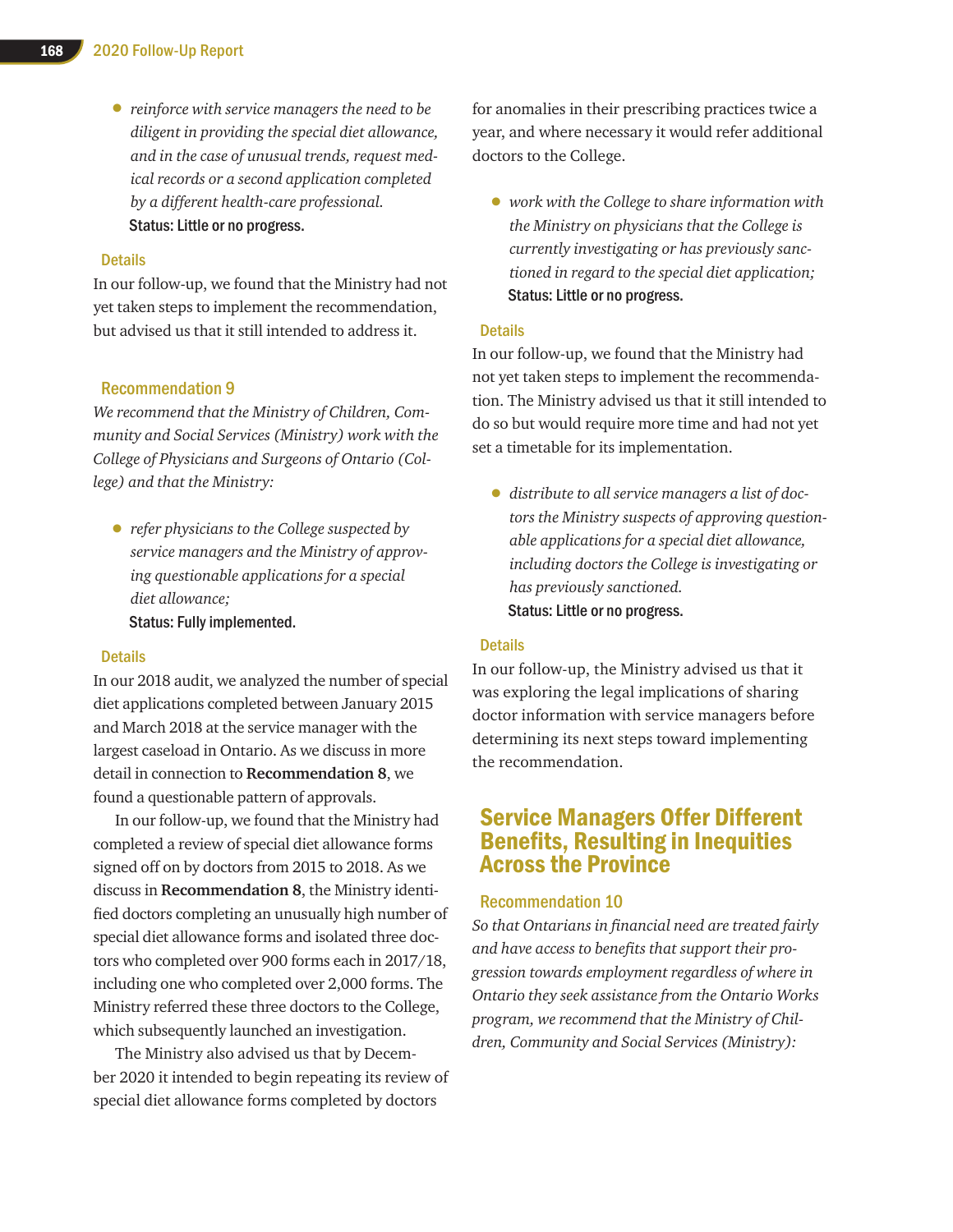- *reinforce with service managers the need to be diligent in providing the special diet allowance, and in the case of unusual trends, request medical records or a second application completed by a different health-care professional.*

  **Status: Little or no progress.**

### Details

In our follow-up, we found that the Ministry had not yet taken steps to implement the recommendation, but advised us that it still intended to address it.

### Recommendation 9

*We recommend that the Ministry of Children, Community and Social Services (Ministry) work with the College of Physicians and Surgeons of Ontario (College) and that the Ministry:*

- *refer physicians to the College suspected by service managers and the Ministry of approving questionable applications for a special diet allowance;*

  **Status: Fully implemented.**

### Details

In our 2018 audit, we analyzed the number of special diet applications completed between January 2015 and March 2018 at the service manager with the largest caseload in Ontario. As we discuss in more detail in connection to **Recommendation 8**, we found a questionable pattern of approvals.

In our follow-up, we found that the Ministry had completed a review of special diet allowance forms signed off on by doctors from 2015 to 2018. As we discuss in **Recommendation 8**, the Ministry identified doctors completing an unusually high number of special diet allowance forms and isolated three doctors who completed over 900 forms each in 2017/18, including one who completed over 2,000 forms. The Ministry referred these three doctors to the College, which subsequently launched an investigation.

The Ministry also advised us that by December 2020 it intended to begin repeating its review of special diet allowance forms completed by doctors for anomalies in their prescribing practices twice a year, and where necessary it would refer additional doctors to the College.

- *work with the College to share information with the Ministry on physicians that the College is currently investigating or has previously sanctioned in regard to the special diet application;*

  **Status: Little or no progress.**

### Details

In our follow-up, we found that the Ministry had not yet taken steps to implement the recommendation. The Ministry advised us that it still intended to do so but would require more time and had not yet set a timetable for its implementation.

- *distribute to all service managers a list of doctors the Ministry suspects of approving questionable applications for a special diet allowance, including doctors the College is investigating or has previously sanctioned.*

  **Status: Little or no progress.**

### Details

In our follow-up, the Ministry advised us that it was exploring the legal implications of sharing doctor information with service managers before determining its next steps toward implementing the recommendation.

## Service Managers Offer Different Benefits, Resulting in Inequities Across the Province

### Recommendation 10

*So that Ontarians in financial need are treated fairly and have access to benefits that support their progression towards employment regardless of where in Ontario they seek assistance from the Ontario Works program, we recommend that the Ministry of Children, Community and Social Services (Ministry):*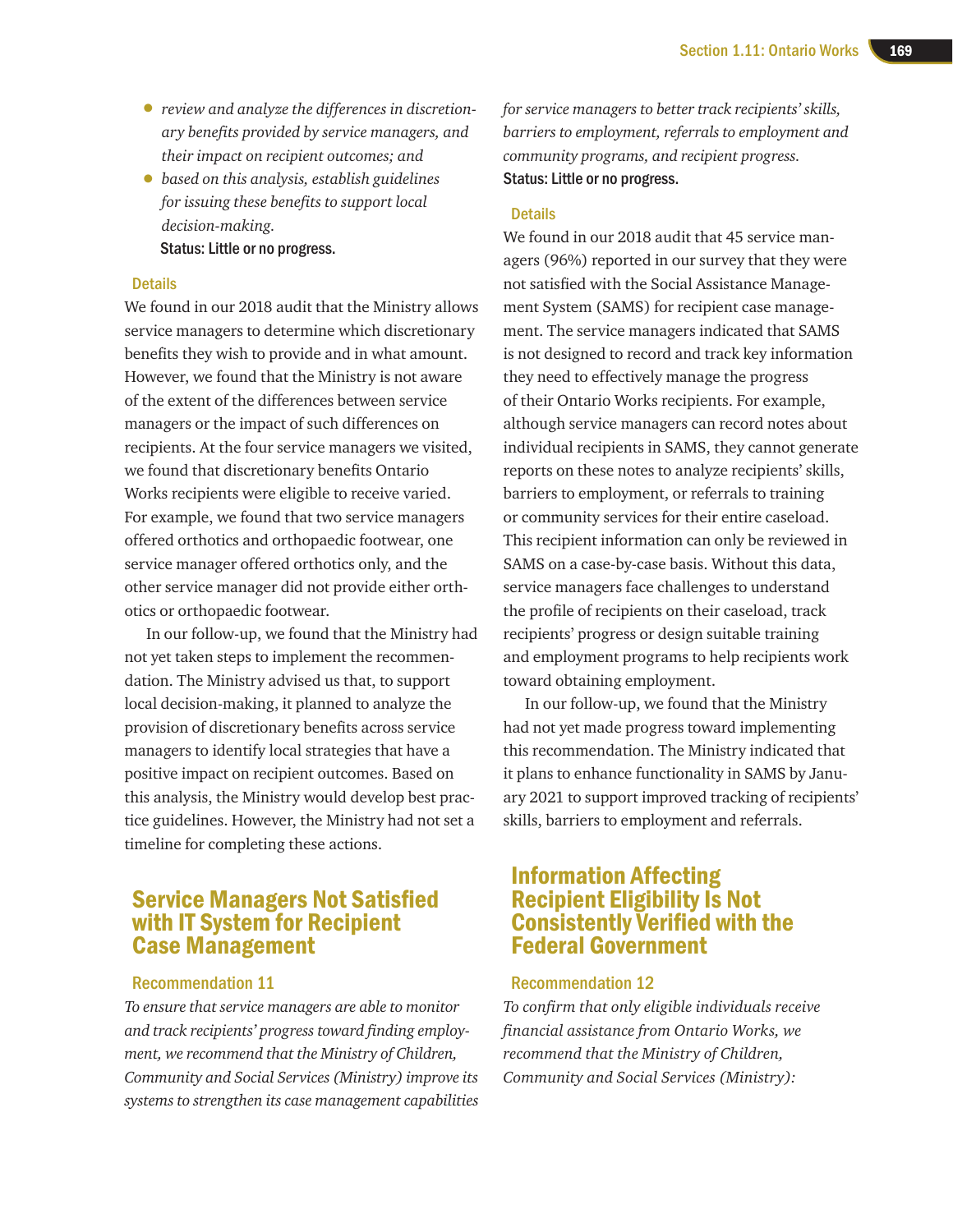- *review and analyze the differences in discretionary benefits provided by service managers, and their impact on recipient outcomes; and*
- *based on this analysis, establish guidelines for issuing these benefits to support local decision-making.*

**Status: Little or no progress.**

### Details

We found in our 2018 audit that the Ministry allows service managers to determine which discretionary benefits they wish to provide and in what amount. However, we found that the Ministry is not aware of the extent of the differences between service managers or the impact of such differences on recipients. At the four service managers we visited, we found that discretionary benefits Ontario Works recipients were eligible to receive varied. For example, we found that two service managers offered orthotics and orthopaedic footwear, one service manager offered orthotics only, and the other service manager did not provide either orthotics or orthopaedic footwear.

In our follow-up, we found that the Ministry had not yet taken steps to implement the recommendation. The Ministry advised us that, to support local decision-making, it planned to analyze the provision of discretionary benefits across service managers to identify local strategies that have a positive impact on recipient outcomes. Based on this analysis, the Ministry would develop best practice guidelines. However, the Ministry had not set a timeline for completing these actions.

## Service Managers Not Satisfied with IT System for Recipient Case Management

### Recommendation 11

*To ensure that service managers are able to monitor and track recipients' progress toward finding employment, we recommend that the Ministry of Children, Community and Social Services (Ministry) improve its systems to strengthen its case management capabilities for service managers to better track recipients' skills, barriers to employment, referrals to employment and community programs, and recipient progress.*

**Status: Little or no progress.**

### Details

We found in our 2018 audit that 45 service managers (96%) reported in our survey that they were not satisfied with the Social Assistance Management System (SAMS) for recipient case management. The service managers indicated that SAMS is not designed to record and track key information they need to effectively manage the progress of their Ontario Works recipients. For example, although service managers can record notes about individual recipients in SAMS, they cannot generate reports on these notes to analyze recipients' skills, barriers to employment, or referrals to training or community services for their entire caseload. This recipient information can only be reviewed in SAMS on a case-by-case basis. Without this data, service managers face challenges to understand the profile of recipients on their caseload, track recipients' progress or design suitable training and employment programs to help recipients work toward obtaining employment.

In our follow-up, we found that the Ministry had not yet made progress toward implementing this recommendation. The Ministry indicated that it plans to enhance functionality in SAMS by January 2021 to support improved tracking of recipients' skills, barriers to employment and referrals.

## Information Affecting Recipient Eligibility Is Not Consistently Verified with the Federal Government

### Recommendation 12

*To confirm that only eligible individuals receive financial assistance from Ontario Works, we recommend that the Ministry of Children, Community and Social Services (Ministry):*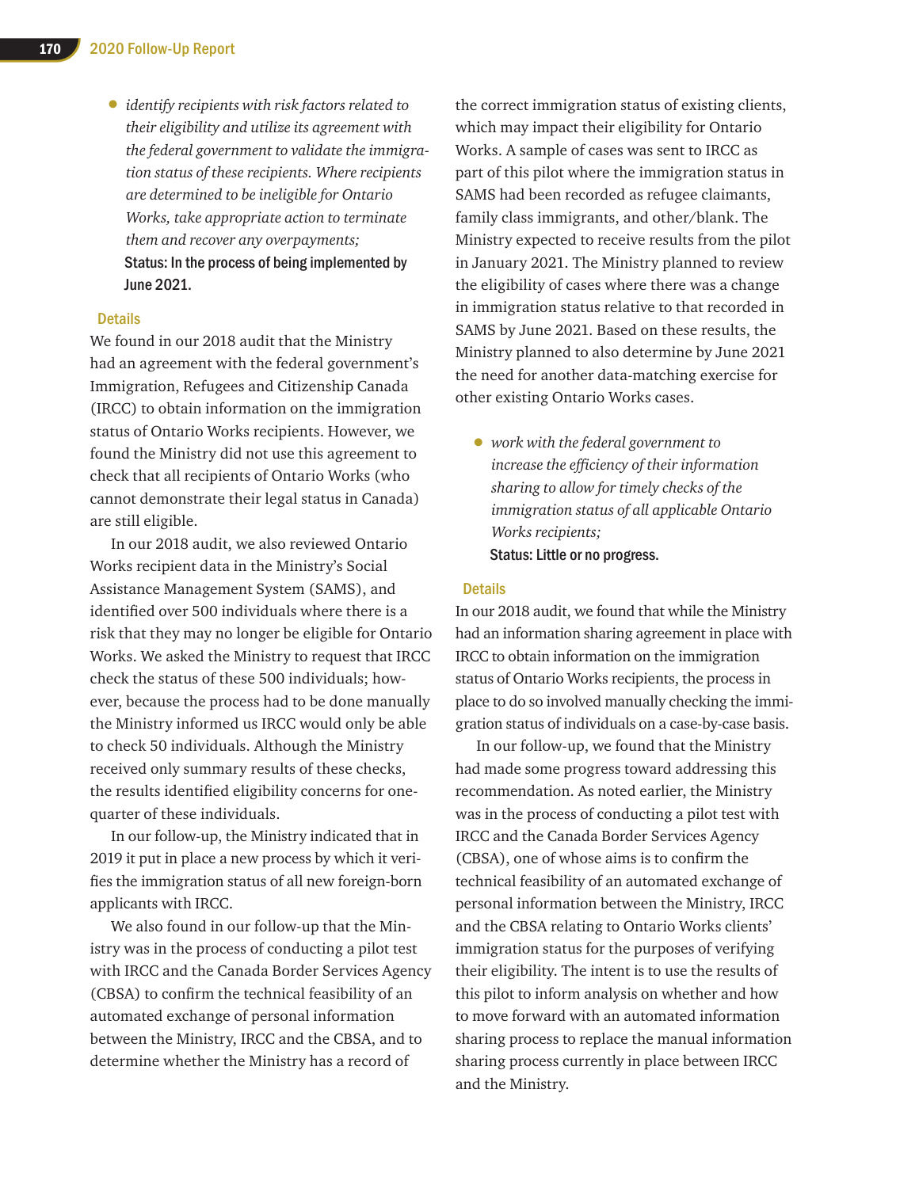- *identify recipients with risk factors related to their eligibility and utilize its agreement with the federal government to validate the immigration status of these recipients. Where recipients are determined to be ineligible for Ontario Works, take appropriate action to terminate them and recover any overpayments;*

  **Status: In the process of being implemented by June 2021.**

### Details

We found in our 2018 audit that the Ministry had an agreement with the federal government's Immigration, Refugees and Citizenship Canada (IRCC) to obtain information on the immigration status of Ontario Works recipients. However, we found the Ministry did not use this agreement to check that all recipients of Ontario Works (who cannot demonstrate their legal status in Canada) are still eligible.

In our 2018 audit, we also reviewed Ontario Works recipient data in the Ministry's Social Assistance Management System (SAMS), and identified over 500 individuals where there is a risk that they may no longer be eligible for Ontario Works. We asked the Ministry to request that IRCC check the status of these 500 individuals; however, because the process had to be done manually the Ministry informed us IRCC would only be able to check 50 individuals. Although the Ministry received only summary results of these checks, the results identified eligibility concerns for one-quarter of these individuals.

In our follow-up, the Ministry indicated that in 2019 it put in place a new process by which it verifies the immigration status of all new foreign-born applicants with IRCC.

We also found in our follow-up that the Ministry was in the process of conducting a pilot test with IRCC and the Canada Border Services Agency (CBSA) to confirm the technical feasibility of an automated exchange of personal information between the Ministry, IRCC and the CBSA, and to determine whether the Ministry has a record of the correct immigration status of existing clients, which may impact their eligibility for Ontario Works. A sample of cases was sent to IRCC as part of this pilot where the immigration status in SAMS had been recorded as refugee claimants, family class immigrants, and other/blank. The Ministry expected to receive results from the pilot in January 2021. The Ministry planned to review the eligibility of cases where there was a change in immigration status relative to that recorded in SAMS by June 2021. Based on these results, the Ministry planned to also determine by June 2021 the need for another data-matching exercise for other existing Ontario Works cases.

- *work with the federal government to increase the efficiency of their information sharing to allow for timely checks of the immigration status of all applicable Ontario Works recipients;*

  **Status: Little or no progress.**

### Details

In our 2018 audit, we found that while the Ministry had an information sharing agreement in place with IRCC to obtain information on the immigration status of Ontario Works recipients, the process in place to do so involved manually checking the immigration status of individuals on a case-by-case basis.

In our follow-up, we found that the Ministry had made some progress toward addressing this recommendation. As noted earlier, the Ministry was in the process of conducting a pilot test with IRCC and the Canada Border Services Agency (CBSA), one of whose aims is to confirm the technical feasibility of an automated exchange of personal information between the Ministry, IRCC and the CBSA relating to Ontario Works clients' immigration status for the purposes of verifying their eligibility. The intent is to use the results of this pilot to inform analysis on whether and how to move forward with an automated information sharing process to replace the manual information sharing process currently in place between IRCC and the Ministry.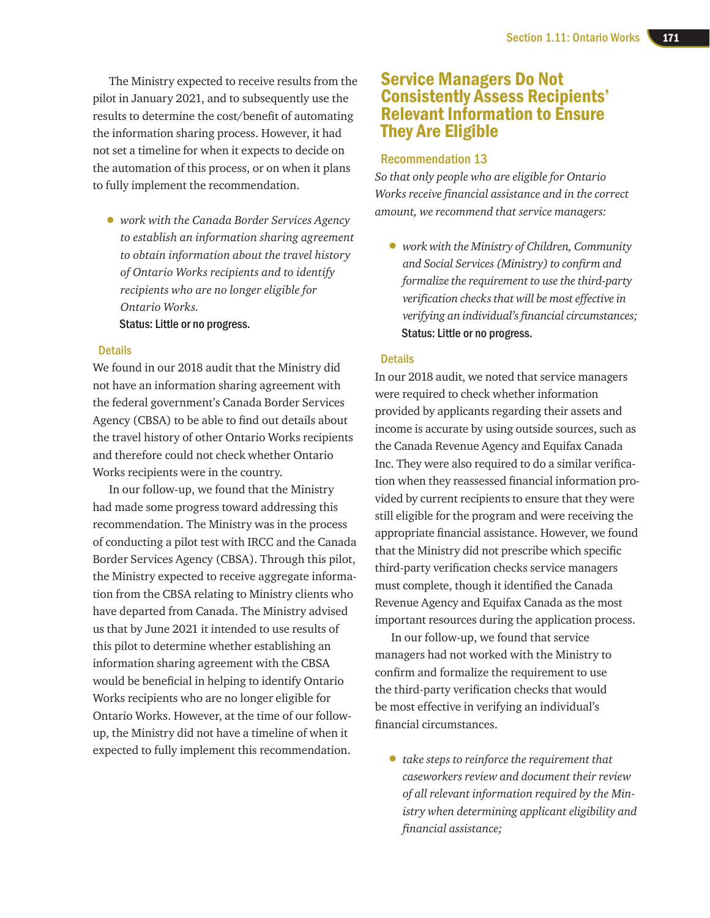The Ministry expected to receive results from the pilot in January 2021, and to subsequently use the results to determine the cost/benefit of automating the information sharing process. However, it had not set a timeline for when it expects to decide on the automation of this process, or on when it plans to fully implement the recommendation.

- *work with the Canada Border Services Agency to establish an information sharing agreement to obtain information about the travel history of Ontario Works recipients and to identify recipients who are no longer eligible for Ontario Works.*

  Status: Little or no progress.

### Details

We found in our 2018 audit that the Ministry did not have an information sharing agreement with the federal government's Canada Border Services Agency (CBSA) to be able to find out details about the travel history of other Ontario Works recipients and therefore could not check whether Ontario Works recipients were in the country.

In our follow-up, we found that the Ministry had made some progress toward addressing this recommendation. The Ministry was in the process of conducting a pilot test with IRCC and the Canada Border Services Agency (CBSA). Through this pilot, the Ministry expected to receive aggregate information from the CBSA relating to Ministry clients who have departed from Canada. The Ministry advised us that by June 2021 it intended to use results of this pilot to determine whether establishing an information sharing agreement with the CBSA would be beneficial in helping to identify Ontario Works recipients who are no longer eligible for Ontario Works. However, at the time of our follow-up, the Ministry did not have a timeline of when it expected to fully implement this recommendation.

## Service Managers Do Not Consistently Assess Recipients' Relevant Information to Ensure They Are Eligible

### Recommendation 13

*So that only people who are eligible for Ontario Works receive financial assistance and in the correct amount, we recommend that service managers:*

- *work with the Ministry of Children, Community and Social Services (Ministry) to confirm and formalize the requirement to use the third-party verification checks that will be most effective in verifying an individual's financial circumstances;*

  Status: Little or no progress.

### Details

In our 2018 audit, we noted that service managers were required to check whether information provided by applicants regarding their assets and income is accurate by using outside sources, such as the Canada Revenue Agency and Equifax Canada Inc. They were also required to do a similar verification when they reassessed financial information provided by current recipients to ensure that they were still eligible for the program and were receiving the appropriate financial assistance. However, we found that the Ministry did not prescribe which specific third-party verification checks service managers must complete, though it identified the Canada Revenue Agency and Equifax Canada as the most important resources during the application process.

In our follow-up, we found that service managers had not worked with the Ministry to confirm and formalize the requirement to use the third-party verification checks that would be most effective in verifying an individual's financial circumstances.

- *take steps to reinforce the requirement that caseworkers review and document their review of all relevant information required by the Ministry when determining applicant eligibility and financial assistance;*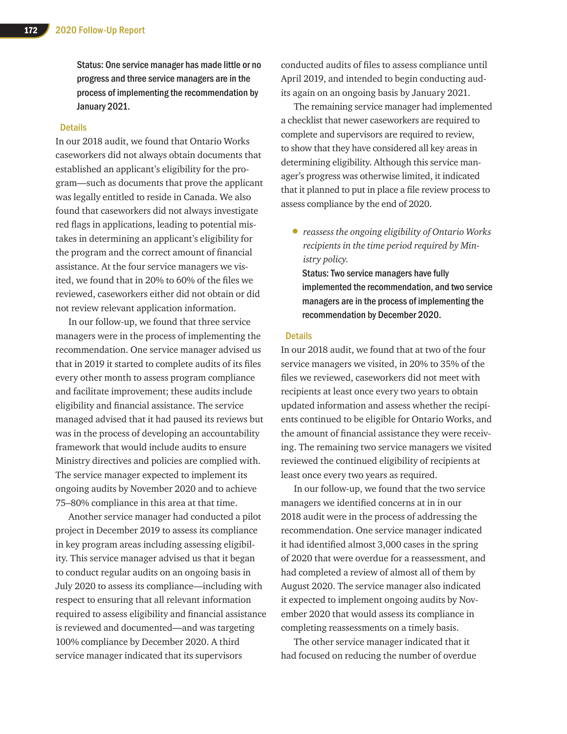**Status: One service manager has made little or no progress and three service managers are in the process of implementing the recommendation by January 2021.**

### Details

In our 2018 audit, we found that Ontario Works caseworkers did not always obtain documents that established an applicant's eligibility for the program—such as documents that prove the applicant was legally entitled to reside in Canada. We also found that caseworkers did not always investigate red flags in applications, leading to potential mistakes in determining an applicant's eligibility for the program and the correct amount of financial assistance. At the four service managers we visited, we found that in 20% to 60% of the files we reviewed, caseworkers either did not obtain or did not review relevant application information.

In our follow-up, we found that three service managers were in the process of implementing the recommendation. One service manager advised us that in 2019 it started to complete audits of its files every other month to assess program compliance and facilitate improvement; these audits include eligibility and financial assistance. The service managed advised that it had paused its reviews but was in the process of developing an accountability framework that would include audits to ensure Ministry directives and policies are complied with. The service manager expected to implement its ongoing audits by November 2020 and to achieve 75–80% compliance in this area at that time.

Another service manager had conducted a pilot project in December 2019 to assess its compliance in key program areas including assessing eligibility. This service manager advised us that it began to conduct regular audits on an ongoing basis in July 2020 to assess its compliance—including with respect to ensuring that all relevant information required to assess eligibility and financial assistance is reviewed and documented—and was targeting 100% compliance by December 2020. A third service manager indicated that its supervisors conducted audits of files to assess compliance until April 2019, and intended to begin conducting audits again on an ongoing basis by January 2021.

The remaining service manager had implemented a checklist that newer caseworkers are required to complete and supervisors are required to review, to show that they have considered all key areas in determining eligibility. Although this service manager's progress was otherwise limited, it indicated that it planned to put in place a file review process to assess compliance by the end of 2020.

- *reassess the ongoing eligibility of Ontario Works recipients in the time period required by Ministry policy.*

  **Status: Two service managers have fully implemented the recommendation, and two service managers are in the process of implementing the recommendation by December 2020.**

### Details

In our 2018 audit, we found that at two of the four service managers we visited, in 20% to 35% of the files we reviewed, caseworkers did not meet with recipients at least once every two years to obtain updated information and assess whether the recipients continued to be eligible for Ontario Works, and the amount of financial assistance they were receiving. The remaining two service managers we visited reviewed the continued eligibility of recipients at least once every two years as required.

In our follow-up, we found that the two service managers we identified concerns at in in our 2018 audit were in the process of addressing the recommendation. One service manager indicated it had identified almost 3,000 cases in the spring of 2020 that were overdue for a reassessment, and had completed a review of almost all of them by August 2020. The service manager also indicated it expected to implement ongoing audits by November 2020 that would assess its compliance in completing reassessments on a timely basis.

The other service manager indicated that it had focused on reducing the number of overdue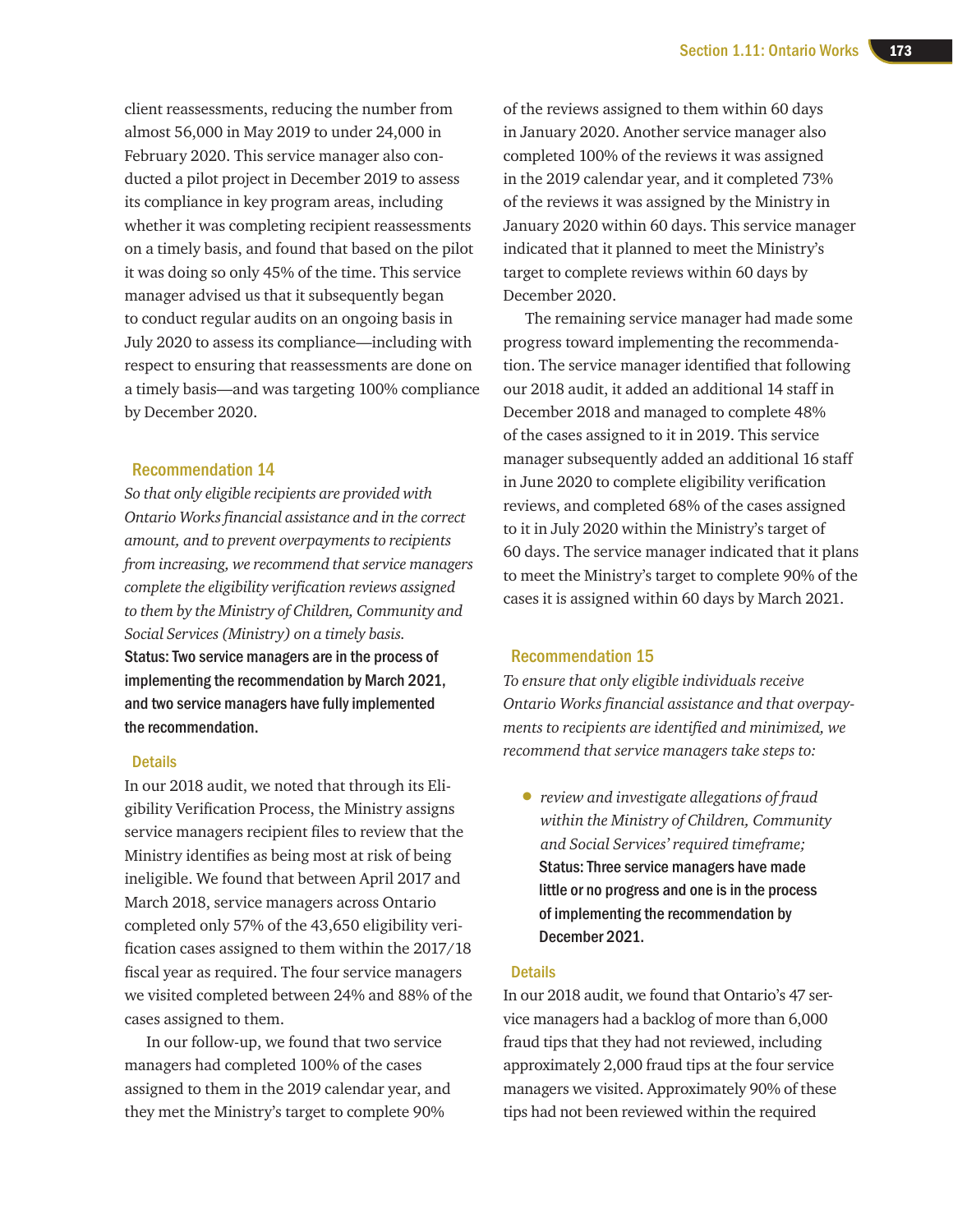client reassessments, reducing the number from almost 56,000 in May 2019 to under 24,000 in February 2020. This service manager also conducted a pilot project in December 2019 to assess its compliance in key program areas, including whether it was completing recipient reassessments on a timely basis, and found that based on the pilot it was doing so only 45% of the time. This service manager advised us that it subsequently began to conduct regular audits on an ongoing basis in July 2020 to assess its compliance—including with respect to ensuring that reassessments are done on a timely basis—and was targeting 100% compliance by December 2020.

### Recommendation 14

*So that only eligible recipients are provided with Ontario Works financial assistance and in the correct amount, and to prevent overpayments to recipients from increasing, we recommend that service managers complete the eligibility verification reviews assigned to them by the Ministry of Children, Community and Social Services (Ministry) on a timely basis.*

**Status: Two service managers are in the process of implementing the recommendation by March 2021, and two service managers have fully implemented the recommendation.**

#### Details

In our 2018 audit, we noted that through its Eligibility Verification Process, the Ministry assigns service managers recipient files to review that the Ministry identifies as being most at risk of being ineligible. We found that between April 2017 and March 2018, service managers across Ontario completed only 57% of the 43,650 eligibility verification cases assigned to them within the 2017/18 fiscal year as required. The four service managers we visited completed between 24% and 88% of the cases assigned to them.

In our follow-up, we found that two service managers had completed 100% of the cases assigned to them in the 2019 calendar year, and they met the Ministry's target to complete 90% of the reviews assigned to them within 60 days in January 2020. Another service manager also completed 100% of the reviews it was assigned in the 2019 calendar year, and it completed 73% of the reviews it was assigned by the Ministry in January 2020 within 60 days. This service manager indicated that it planned to meet the Ministry's target to complete reviews within 60 days by December 2020.

The remaining service manager had made some progress toward implementing the recommendation. The service manager identified that following our 2018 audit, it added an additional 14 staff in December 2018 and managed to complete 48% of the cases assigned to it in 2019. This service manager subsequently added an additional 16 staff in June 2020 to complete eligibility verification reviews, and completed 68% of the cases assigned to it in July 2020 within the Ministry's target of 60 days. The service manager indicated that it plans to meet the Ministry's target to complete 90% of the cases it is assigned within 60 days by March 2021.

### Recommendation 15

*To ensure that only eligible individuals receive Ontario Works financial assistance and that overpayments to recipients are identified and minimized, we recommend that service managers take steps to:*

- *review and investigate allegations of fraud within the Ministry of Children, Community and Social Services' required timeframe;*

  **Status: Three service managers have made little or no progress and one is in the process of implementing the recommendation by December 2021.**

#### Details

In our 2018 audit, we found that Ontario's 47 service managers had a backlog of more than 6,000 fraud tips that they had not reviewed, including approximately 2,000 fraud tips at the four service managers we visited. Approximately 90% of these tips had not been reviewed within the required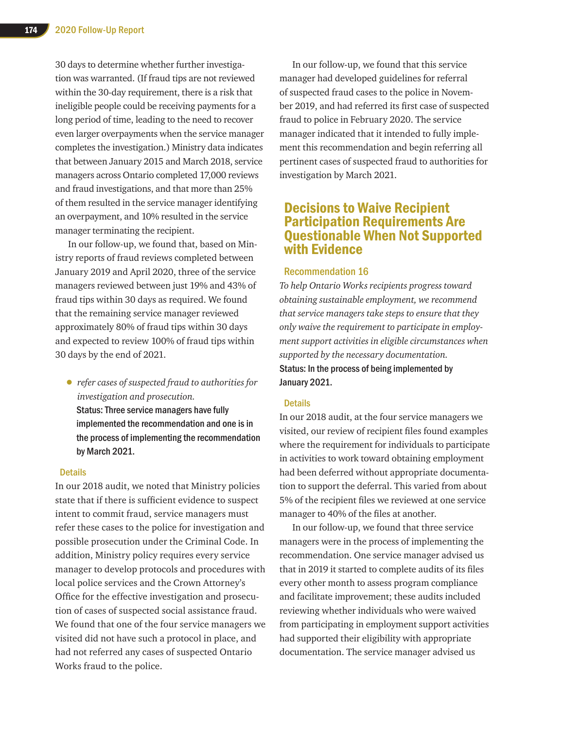30 days to determine whether further investigation was warranted. (If fraud tips are not reviewed within the 30-day requirement, there is a risk that ineligible people could be receiving payments for a long period of time, leading to the need to recover even larger overpayments when the service manager completes the investigation.) Ministry data indicates that between January 2015 and March 2018, service managers across Ontario completed 17,000 reviews and fraud investigations, and that more than 25% of them resulted in the service manager identifying an overpayment, and 10% resulted in the service manager terminating the recipient.

In our follow-up, we found that, based on Ministry reports of fraud reviews completed between January 2019 and April 2020, three of the service managers reviewed between just 19% and 43% of fraud tips within 30 days as required. We found that the remaining service manager reviewed approximately 80% of fraud tips within 30 days and expected to review 100% of fraud tips within 30 days by the end of 2021.

- *refer cases of suspected fraud to authorities for investigation and prosecution.*
  **Status: Three service managers have fully implemented the recommendation and one is in the process of implementing the recommendation by March 2021.**

### Details

In our 2018 audit, we noted that Ministry policies state that if there is sufficient evidence to suspect intent to commit fraud, service managers must refer these cases to the police for investigation and possible prosecution under the Criminal Code. In addition, Ministry policy requires every service manager to develop protocols and procedures with local police services and the Crown Attorney's Office for the effective investigation and prosecution of cases of suspected social assistance fraud. We found that one of the four service managers we visited did not have such a protocol in place, and had not referred any cases of suspected Ontario Works fraud to the police.

In our follow-up, we found that this service manager had developed guidelines for referral of suspected fraud cases to the police in November 2019, and had referred its first case of suspected fraud to police in February 2020. The service manager indicated that it intended to fully implement this recommendation and begin referring all pertinent cases of suspected fraud to authorities for investigation by March 2021.

## Decisions to Waive Recipient Participation Requirements Are Questionable When Not Supported with Evidence

### Recommendation 16

*To help Ontario Works recipients progress toward obtaining sustainable employment, we recommend that service managers take steps to ensure that they only waive the requirement to participate in employment support activities in eligible circumstances when supported by the necessary documentation.*

**Status: In the process of being implemented by January 2021.**

### Details

In our 2018 audit, at the four service managers we visited, our review of recipient files found examples where the requirement for individuals to participate in activities to work toward obtaining employment had been deferred without appropriate documentation to support the deferral. This varied from about 5% of the recipient files we reviewed at one service manager to 40% of the files at another.

In our follow-up, we found that three service managers were in the process of implementing the recommendation. One service manager advised us that in 2019 it started to complete audits of its files every other month to assess program compliance and facilitate improvement; these audits included reviewing whether individuals who were waived from participating in employment support activities had supported their eligibility with appropriate documentation. The service manager advised us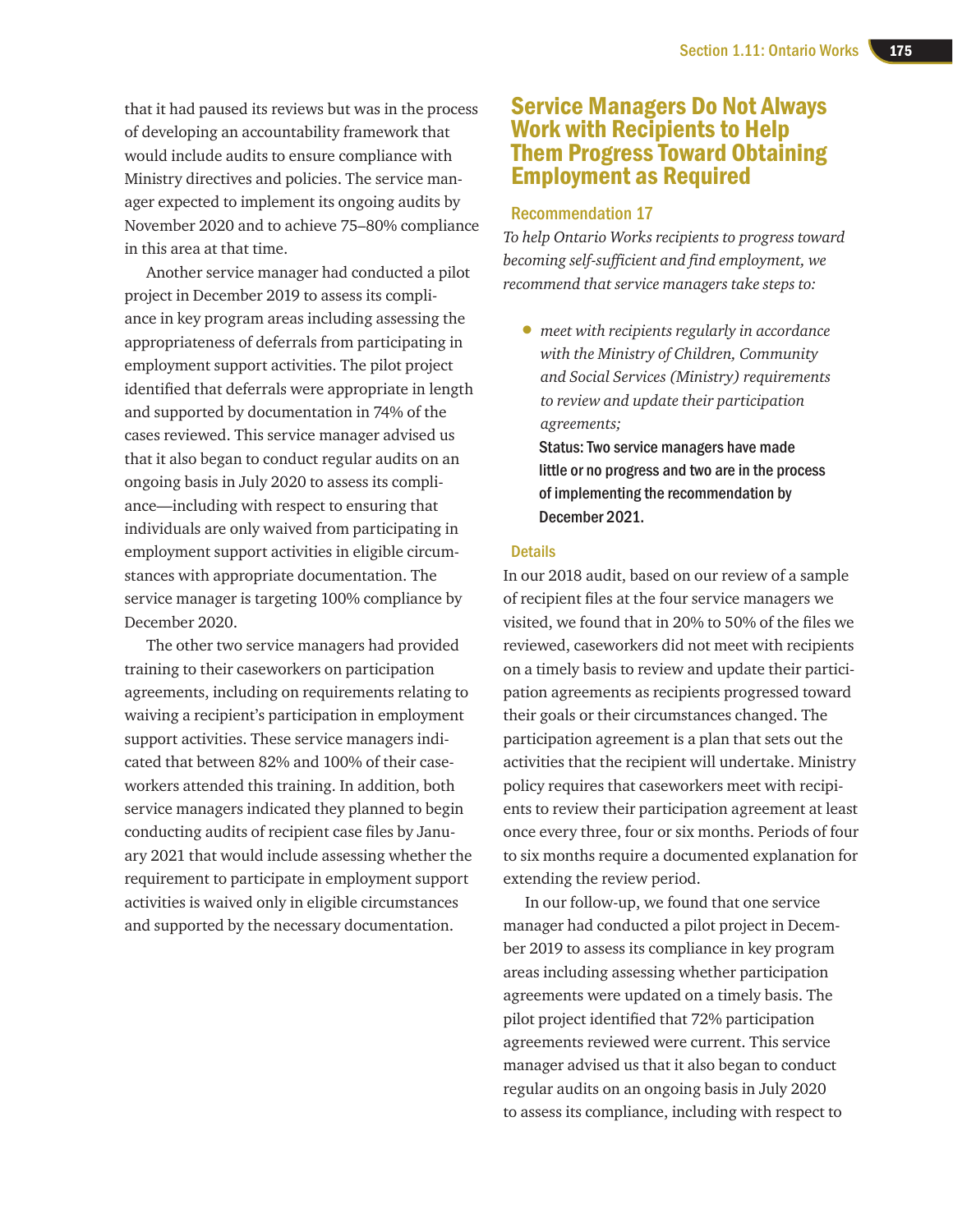that it had paused its reviews but was in the process of developing an accountability framework that would include audits to ensure compliance with Ministry directives and policies. The service manager expected to implement its ongoing audits by November 2020 and to achieve 75–80% compliance in this area at that time.

Another service manager had conducted a pilot project in December 2019 to assess its compliance in key program areas including assessing the appropriateness of deferrals from participating in employment support activities. The pilot project identified that deferrals were appropriate in length and supported by documentation in 74% of the cases reviewed. This service manager advised us that it also began to conduct regular audits on an ongoing basis in July 2020 to assess its compliance—including with respect to ensuring that individuals are only waived from participating in employment support activities in eligible circumstances with appropriate documentation. The service manager is targeting 100% compliance by December 2020.

The other two service managers had provided training to their caseworkers on participation agreements, including on requirements relating to waiving a recipient's participation in employment support activities. These service managers indicated that between 82% and 100% of their caseworkers attended this training. In addition, both service managers indicated they planned to begin conducting audits of recipient case files by January 2021 that would include assessing whether the requirement to participate in employment support activities is waived only in eligible circumstances and supported by the necessary documentation.

## Service Managers Do Not Always Work with Recipients to Help Them Progress Toward Obtaining Employment as Required

### Recommendation 17

*To help Ontario Works recipients to progress toward becoming self-sufficient and find employment, we recommend that service managers take steps to:*

- *meet with recipients regularly in accordance with the Ministry of Children, Community and Social Services (Ministry) requirements to review and update their participation agreements;*

  **Status: Two service managers have made little or no progress and two are in the process of implementing the recommendation by December 2021.**

### Details

In our 2018 audit, based on our review of a sample of recipient files at the four service managers we visited, we found that in 20% to 50% of the files we reviewed, caseworkers did not meet with recipients on a timely basis to review and update their participation agreements as recipients progressed toward their goals or their circumstances changed. The participation agreement is a plan that sets out the activities that the recipient will undertake. Ministry policy requires that caseworkers meet with recipients to review their participation agreement at least once every three, four or six months. Periods of four to six months require a documented explanation for extending the review period.

In our follow-up, we found that one service manager had conducted a pilot project in December 2019 to assess its compliance in key program areas including assessing whether participation agreements were updated on a timely basis. The pilot project identified that 72% participation agreements reviewed were current. This service manager advised us that it also began to conduct regular audits on an ongoing basis in July 2020 to assess its compliance, including with respect to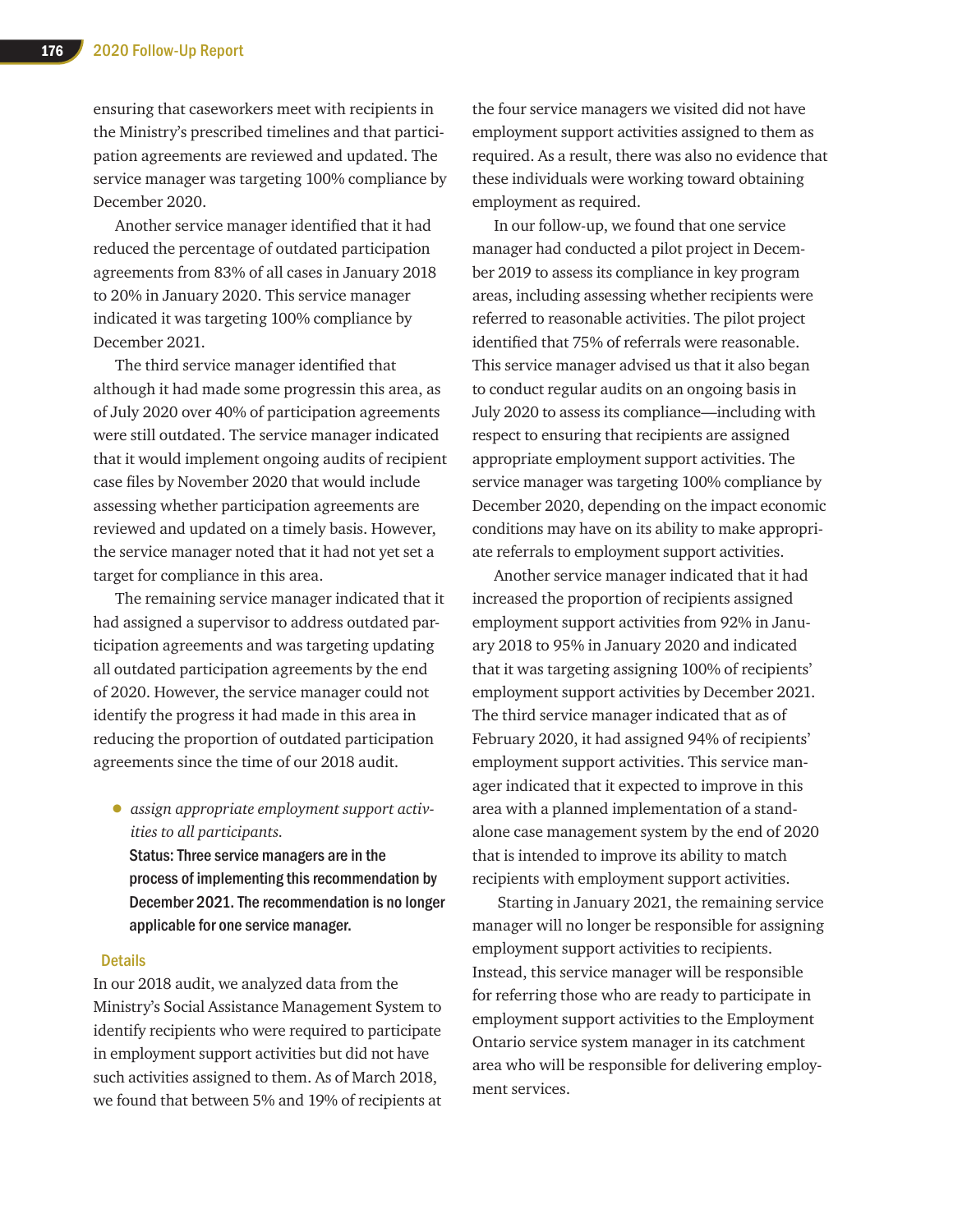ensuring that caseworkers meet with recipients in the Ministry's prescribed timelines and that participation agreements are reviewed and updated. The service manager was targeting 100% compliance by December 2020.

Another service manager identified that it had reduced the percentage of outdated participation agreements from 83% of all cases in January 2018 to 20% in January 2020. This service manager indicated it was targeting 100% compliance by December 2021.

The third service manager identified that although it had made some progressin this area, as of July 2020 over 40% of participation agreements were still outdated. The service manager indicated that it would implement ongoing audits of recipient case files by November 2020 that would include assessing whether participation agreements are reviewed and updated on a timely basis. However, the service manager noted that it had not yet set a target for compliance in this area.

The remaining service manager indicated that it had assigned a supervisor to address outdated participation agreements and was targeting updating all outdated participation agreements by the end of 2020. However, the service manager could not identify the progress it had made in this area in reducing the proportion of outdated participation agreements since the time of our 2018 audit.

- *assign appropriate employment support activities to all participants.*

  **Status: Three service managers are in the process of implementing this recommendation by December 2021. The recommendation is no longer applicable for one service manager.**

### Details

In our 2018 audit, we analyzed data from the Ministry's Social Assistance Management System to identify recipients who were required to participate in employment support activities but did not have such activities assigned to them. As of March 2018, we found that between 5% and 19% of recipients at the four service managers we visited did not have employment support activities assigned to them as required. As a result, there was also no evidence that these individuals were working toward obtaining employment as required.

In our follow-up, we found that one service manager had conducted a pilot project in December 2019 to assess its compliance in key program areas, including assessing whether recipients were referred to reasonable activities. The pilot project identified that 75% of referrals were reasonable. This service manager advised us that it also began to conduct regular audits on an ongoing basis in July 2020 to assess its compliance—including with respect to ensuring that recipients are assigned appropriate employment support activities. The service manager was targeting 100% compliance by December 2020, depending on the impact economic conditions may have on its ability to make appropriate referrals to employment support activities.

Another service manager indicated that it had increased the proportion of recipients assigned employment support activities from 92% in January 2018 to 95% in January 2020 and indicated that it was targeting assigning 100% of recipients' employment support activities by December 2021. The third service manager indicated that as of February 2020, it had assigned 94% of recipients' employment support activities. This service manager indicated that it expected to improve in this area with a planned implementation of a stand-alone case management system by the end of 2020 that is intended to improve its ability to match recipients with employment support activities.

Starting in January 2021, the remaining service manager will no longer be responsible for assigning employment support activities to recipients. Instead, this service manager will be responsible for referring those who are ready to participate in employment support activities to the Employment Ontario service system manager in its catchment area who will be responsible for delivering employment services.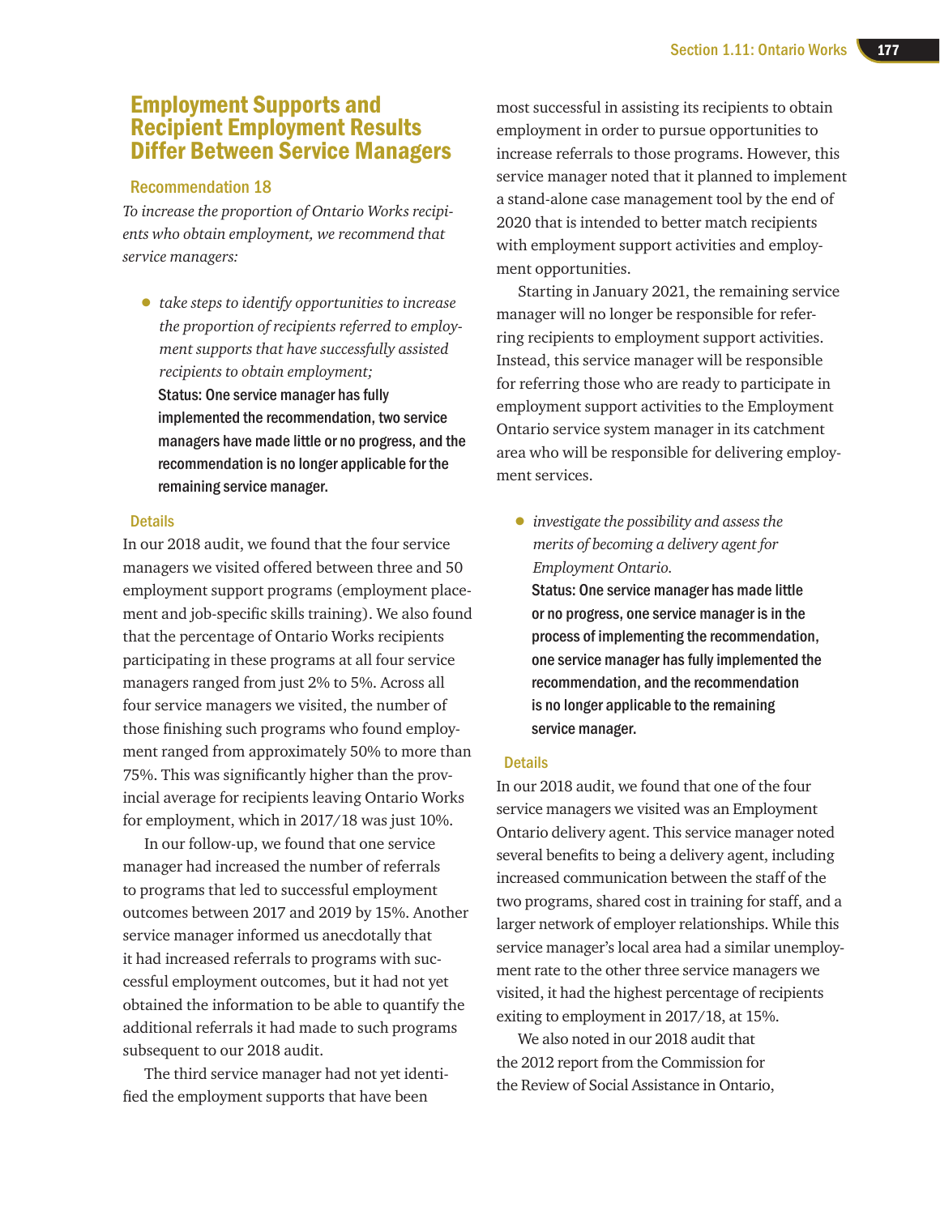## Employment Supports and Recipient Employment Results Differ Between Service Managers

### Recommendation 18

*To increase the proportion of Ontario Works recipients who obtain employment, we recommend that service managers:*

- *take steps to identify opportunities to increase the proportion of recipients referred to employment supports that have successfully assisted recipients to obtain employment;*

  **Status: One service manager has fully implemented the recommendation, two service managers have made little or no progress, and the recommendation is no longer applicable for the remaining service manager.**

### Details

In our 2018 audit, we found that the four service managers we visited offered between three and 50 employment support programs (employment placement and job-specific skills training). We also found that the percentage of Ontario Works recipients participating in these programs at all four service managers ranged from just 2% to 5%. Across all four service managers we visited, the number of those finishing such programs who found employment ranged from approximately 50% to more than 75%. This was significantly higher than the provincial average for recipients leaving Ontario Works for employment, which in 2017/18 was just 10%.

In our follow-up, we found that one service manager had increased the number of referrals to programs that led to successful employment outcomes between 2017 and 2019 by 15%. Another service manager informed us anecdotally that it had increased referrals to programs with successful employment outcomes, but it had not yet obtained the information to be able to quantify the additional referrals it had made to such programs subsequent to our 2018 audit.

The third service manager had not yet identified the employment supports that have been most successful in assisting its recipients to obtain employment in order to pursue opportunities to increase referrals to those programs. However, this service manager noted that it planned to implement a stand-alone case management tool by the end of 2020 that is intended to better match recipients with employment support activities and employment opportunities.

Starting in January 2021, the remaining service manager will no longer be responsible for referring recipients to employment support activities. Instead, this service manager will be responsible for referring those who are ready to participate in employment support activities to the Employment Ontario service system manager in its catchment area who will be responsible for delivering employment services.

- *investigate the possibility and assess the merits of becoming a delivery agent for Employment Ontario.*

  **Status: One service manager has made little or no progress, one service manager is in the process of implementing the recommendation, one service manager has fully implemented the recommendation, and the recommendation is no longer applicable to the remaining service manager.**

### Details

In our 2018 audit, we found that one of the four service managers we visited was an Employment Ontario delivery agent. This service manager noted several benefits to being a delivery agent, including increased communication between the staff of the two programs, shared cost in training for staff, and a larger network of employer relationships. While this service manager's local area had a similar unemployment rate to the other three service managers we visited, it had the highest percentage of recipients exiting to employment in 2017/18, at 15%.

We also noted in our 2018 audit that the 2012 report from the Commission for the Review of Social Assistance in Ontario,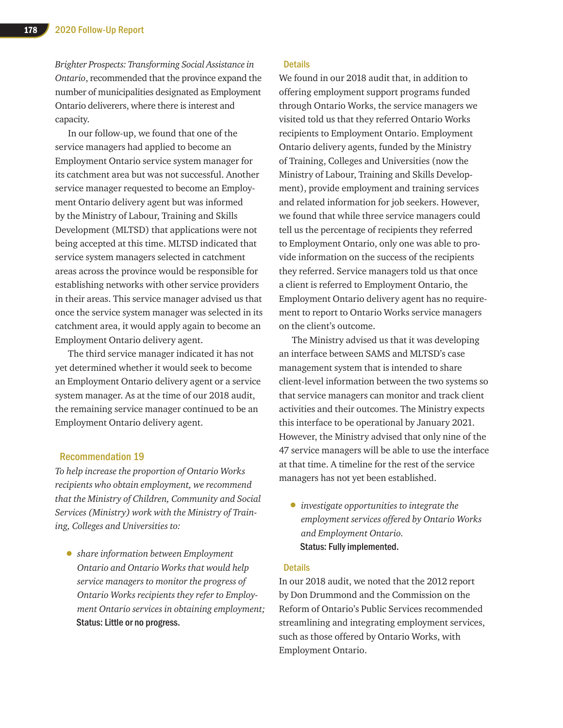*Brighter Prospects: Transforming Social Assistance in Ontario*, recommended that the province expand the number of municipalities designated as Employment Ontario deliverers, where there is interest and capacity.

In our follow-up, we found that one of the service managers had applied to become an Employment Ontario service system manager for its catchment area but was not successful. Another service manager requested to become an Employment Ontario delivery agent but was informed by the Ministry of Labour, Training and Skills Development (MLTSD) that applications were not being accepted at this time. MLTSD indicated that service system managers selected in catchment areas across the province would be responsible for establishing networks with other service providers in their areas. This service manager advised us that once the service system manager was selected in its catchment area, it would apply again to become an Employment Ontario delivery agent.

The third service manager indicated it has not yet determined whether it would seek to become an Employment Ontario delivery agent or a service system manager. As at the time of our 2018 audit, the remaining service manager continued to be an Employment Ontario delivery agent.

### Recommendation 19

*To help increase the proportion of Ontario Works recipients who obtain employment, we recommend that the Ministry of Children, Community and Social Services (Ministry) work with the Ministry of Training, Colleges and Universities to:*

- *share information between Employment Ontario and Ontario Works that would help service managers to monitor the progress of Ontario Works recipients they refer to Employment Ontario services in obtaining employment;*

  **Status: Little or no progress.**

#### Details

We found in our 2018 audit that, in addition to offering employment support programs funded through Ontario Works, the service managers we visited told us that they referred Ontario Works recipients to Employment Ontario. Employment Ontario delivery agents, funded by the Ministry of Training, Colleges and Universities (now the Ministry of Labour, Training and Skills Development), provide employment and training services and related information for job seekers. However, we found that while three service managers could tell us the percentage of recipients they referred to Employment Ontario, only one was able to provide information on the success of the recipients they referred. Service managers told us that once a client is referred to Employment Ontario, the Employment Ontario delivery agent has no requirement to report to Ontario Works service managers on the client's outcome.

The Ministry advised us that it was developing an interface between SAMS and MLTSD's case management system that is intended to share client-level information between the two systems so that service managers can monitor and track client activities and their outcomes. The Ministry expects this interface to be operational by January 2021. However, the Ministry advised that only nine of the 47 service managers will be able to use the interface at that time. A timeline for the rest of the service managers has not yet been established.

- *investigate opportunities to integrate the employment services offered by Ontario Works and Employment Ontario.*

  **Status: Fully implemented.**

#### Details

In our 2018 audit, we noted that the 2012 report by Don Drummond and the Commission on the Reform of Ontario's Public Services recommended streamlining and integrating employment services, such as those offered by Ontario Works, with Employment Ontario.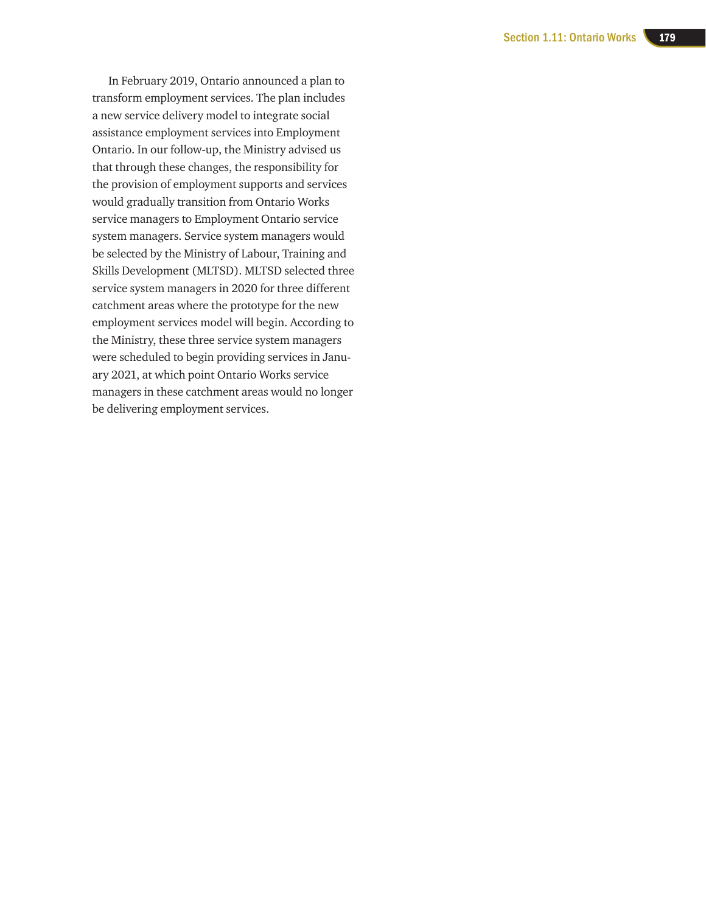In February 2019, Ontario announced a plan to transform employment services. The plan includes a new service delivery model to integrate social assistance employment services into Employment Ontario. In our follow-up, the Ministry advised us that through these changes, the responsibility for the provision of employment supports and services would gradually transition from Ontario Works service managers to Employment Ontario service system managers. Service system managers would be selected by the Ministry of Labour, Training and Skills Development (MLTSD). MLTSD selected three service system managers in 2020 for three different catchment areas where the prototype for the new employment services model will begin. According to the Ministry, these three service system managers were scheduled to begin providing services in January 2021, at which point Ontario Works service managers in these catchment areas would no longer be delivering employment services.